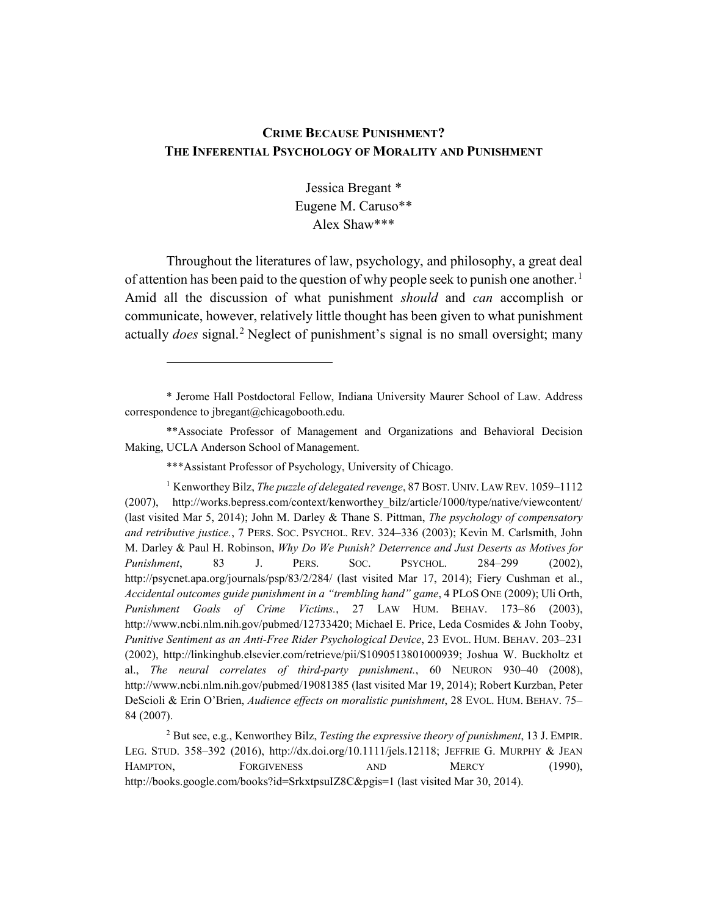# CRIME BECAUSE PUNISHMENT?
## THE INFERENTIAL PSYCHOLOGY OF MORALITY AND PUNISHMENT

Jessica Bregant *
Eugene M. Caruso**
Alex Shaw***

Throughout the literatures of law, psychology, and philosophy, a great deal of attention has been paid to the question of why people seek to punish one another.[1] Amid all the discussion of what punishment *should* and *can* accomplish or communicate, however, relatively little thought has been given to what punishment actually *does* signal.[2] Neglect of punishment's signal is no small oversight; many

---

\* Jerome Hall Postdoctoral Fellow, Indiana University Maurer School of Law. Address correspondence to jbregant@chicagobooth.edu.

\*\*Associate Professor of Management and Organizations and Behavioral Decision Making, UCLA Anderson School of Management.

\*\*\*Assistant Professor of Psychology, University of Chicago.

[1] Kenworthey Bilz, *The puzzle of delegated revenge*, 87 BOST. UNIV. LAW REV. 1059–1112 (2007), http://works.bepress.com/context/kenworthey_bilz/article/1000/type/native/viewcontent/ (last visited Mar 5, 2014); John M. Darley & Thane S. Pittman, *The psychology of compensatory and retributive justice.*, 7 PERS. SOC. PSYCHOL. REV. 324–336 (2003); Kevin M. Carlsmith, John M. Darley & Paul H. Robinson, *Why Do We Punish? Deterrence and Just Deserts as Motives for Punishment*, 83 J. PERS. SOC. PSYCHOL. 284–299 (2002), http://psycnet.apa.org/journals/psp/83/2/284/ (last visited Mar 17, 2014); Fiery Cushman et al., *Accidental outcomes guide punishment in a "trembling hand" game*, 4 PLOS ONE (2009); Uli Orth, *Punishment Goals of Crime Victims.*, 27 LAW HUM. BEHAV. 173–86 (2003), http://www.ncbi.nlm.nih.gov/pubmed/12733420; Michael E. Price, Leda Cosmides & John Tooby, *Punitive Sentiment as an Anti-Free Rider Psychological Device*, 23 EVOL. HUM. BEHAV. 203–231 (2002), http://linkinghub.elsevier.com/retrieve/pii/S1090513801000939; Joshua W. Buckholtz et al., *The neural correlates of third-party punishment.*, 60 NEURON 930–40 (2008), http://www.ncbi.nlm.nih.gov/pubmed/19081385 (last visited Mar 19, 2014); Robert Kurzban, Peter DeScioli & Erin O'Brien, *Audience effects on moralistic punishment*, 28 EVOL. HUM. BEHAV. 75–84 (2007).

[2] But see, e.g., Kenworthey Bilz, *Testing the expressive theory of punishment*, 13 J. EMPIR. LEG. STUD. 358–392 (2016), http://dx.doi.org/10.1111/jels.12118; JEFFRIE G. MURPHY & JEAN HAMPTON, FORGIVENESS AND MERCY (1990), http://books.google.com/books?id=SrkxtpsuIZ8C&pgis=1 (last visited Mar 30, 2014).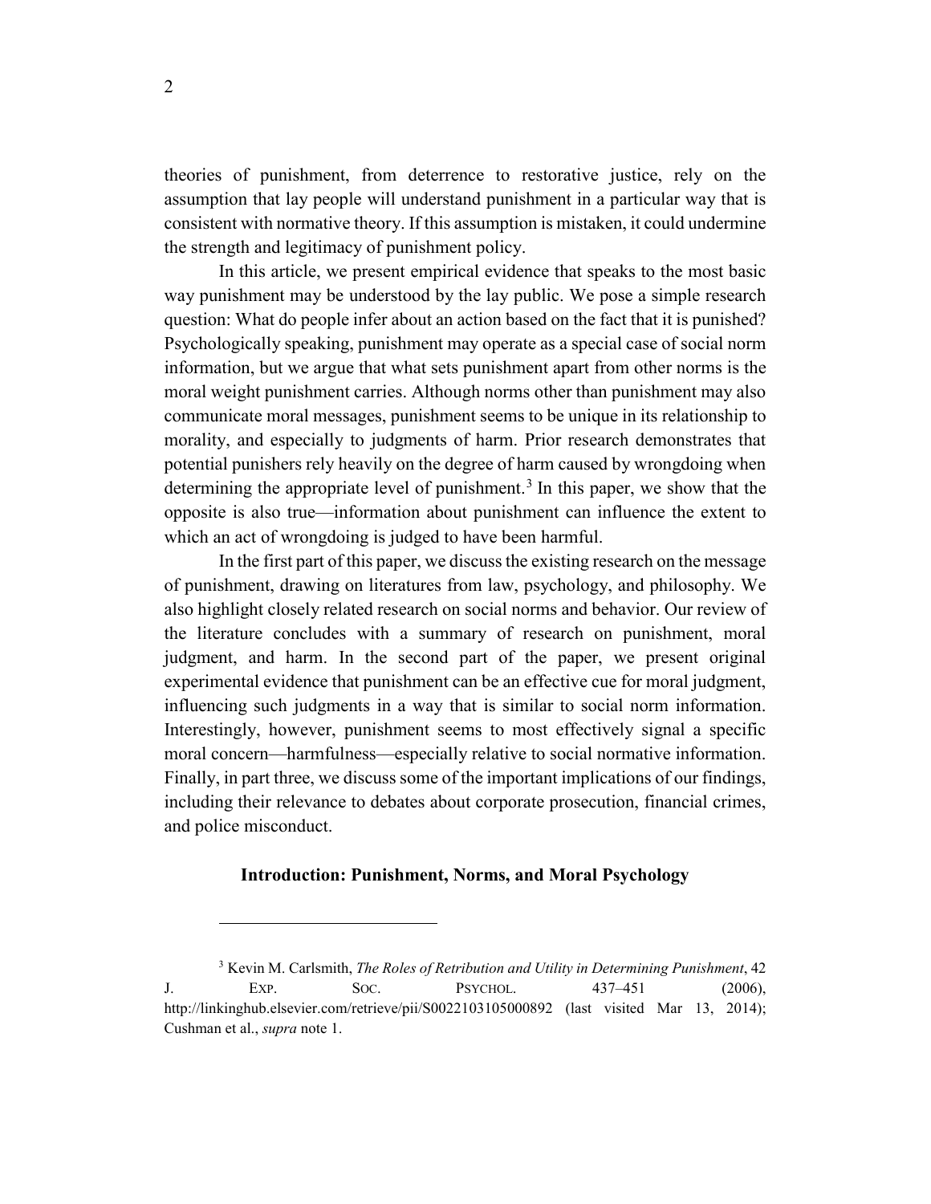theories of punishment, from deterrence to restorative justice, rely on the assumption that lay people will understand punishment in a particular way that is consistent with normative theory. If this assumption is mistaken, it could undermine the strength and legitimacy of punishment policy.

In this article, we present empirical evidence that speaks to the most basic way punishment may be understood by the lay public. We pose a simple research question: What do people infer about an action based on the fact that it is punished? Psychologically speaking, punishment may operate as a special case of social norm information, but we argue that what sets punishment apart from other norms is the moral weight punishment carries. Although norms other than punishment may also communicate moral messages, punishment seems to be unique in its relationship to morality, and especially to judgments of harm. Prior research demonstrates that potential punishers rely heavily on the degree of harm caused by wrongdoing when determining the appropriate level of punishment.[3] In this paper, we show that the opposite is also true—information about punishment can influence the extent to which an act of wrongdoing is judged to have been harmful.

In the first part of this paper, we discuss the existing research on the message of punishment, drawing on literatures from law, psychology, and philosophy. We also highlight closely related research on social norms and behavior. Our review of the literature concludes with a summary of research on punishment, moral judgment, and harm. In the second part of the paper, we present original experimental evidence that punishment can be an effective cue for moral judgment, influencing such judgments in a way that is similar to social norm information. Interestingly, however, punishment seems to most effectively signal a specific moral concern—harmfulness—especially relative to social normative information. Finally, in part three, we discuss some of the important implications of our findings, including their relevance to debates about corporate prosecution, financial crimes, and police misconduct.

## Introduction: Punishment, Norms, and Moral Psychology

---

[3] Kevin M. Carlsmith, *The Roles of Retribution and Utility in Determining Punishment*, 42 J. EXP. SOC. PSYCHOL. 437–451 (2006), http://linkinghub.elsevier.com/retrieve/pii/S0022103105000892 (last visited Mar 13, 2014); Cushman et al., *supra* note 1.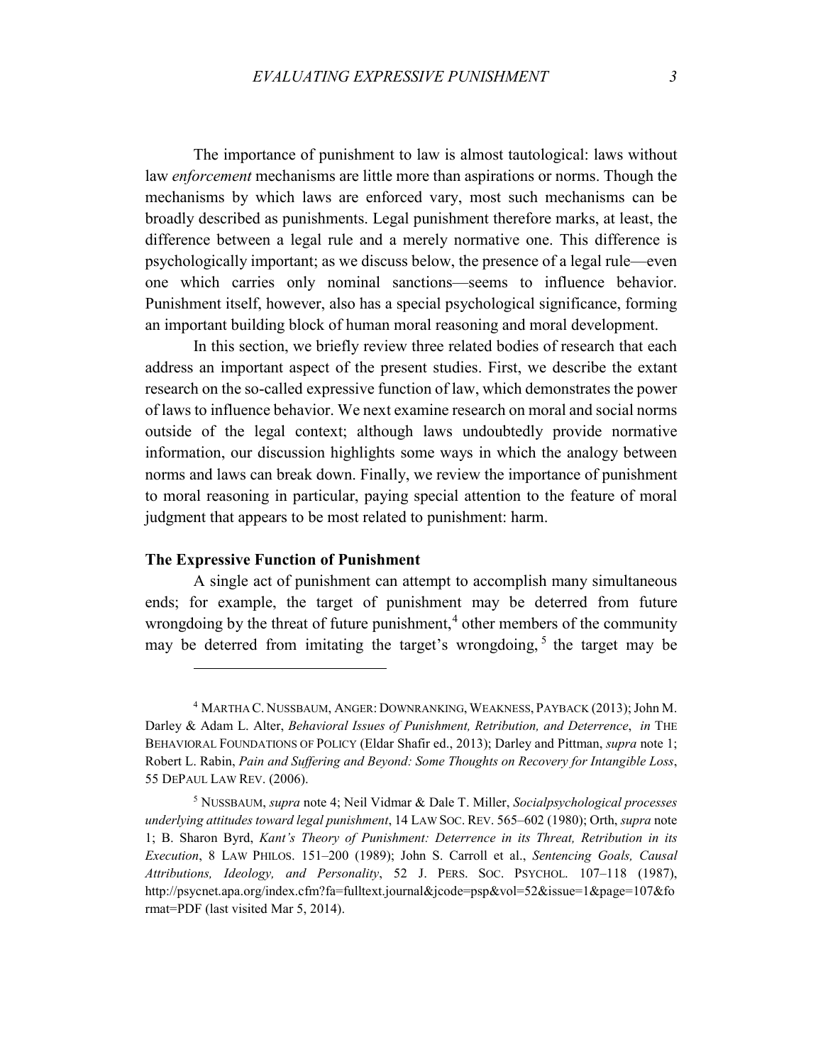The importance of punishment to law is almost tautological: laws without law *enforcement* mechanisms are little more than aspirations or norms. Though the mechanisms by which laws are enforced vary, most such mechanisms can be broadly described as punishments. Legal punishment therefore marks, at least, the difference between a legal rule and a merely normative one. This difference is psychologically important; as we discuss below, the presence of a legal rule—even one which carries only nominal sanctions—seems to influence behavior. Punishment itself, however, also has a special psychological significance, forming an important building block of human moral reasoning and moral development.

In this section, we briefly review three related bodies of research that each address an important aspect of the present studies. First, we describe the extant research on the so-called expressive function of law, which demonstrates the power of laws to influence behavior. We next examine research on moral and social norms outside of the legal context; although laws undoubtedly provide normative information, our discussion highlights some ways in which the analogy between norms and laws can break down. Finally, we review the importance of punishment to moral reasoning in particular, paying special attention to the feature of moral judgment that appears to be most related to punishment: harm.

**The Expressive Function of Punishment**

A single act of punishment can attempt to accomplish many simultaneous ends; for example, the target of punishment may be deterred from future wrongdoing by the threat of future punishment,[4] other members of the community may be deterred from imitating the target's wrongdoing,[5] the target may be

---

[4] MARTHA C. NUSSBAUM, ANGER: DOWNRANKING, WEAKNESS, PAYBACK (2013); John M. Darley & Adam L. Alter, *Behavioral Issues of Punishment, Retribution, and Deterrence*, *in* THE BEHAVIORAL FOUNDATIONS OF POLICY (Eldar Shafir ed., 2013); Darley and Pittman, *supra* note 1; Robert L. Rabin, *Pain and Suffering and Beyond: Some Thoughts on Recovery for Intangible Loss*, 55 DEPAUL LAW REV. (2006).

[5] NUSSBAUM, *supra* note 4; Neil Vidmar & Dale T. Miller, *Socialpsychological processes underlying attitudes toward legal punishment*, 14 LAW SOC. REV. 565–602 (1980); Orth, *supra* note 1; B. Sharon Byrd, *Kant's Theory of Punishment: Deterrence in its Threat, Retribution in its Execution*, 8 LAW PHILOS. 151–200 (1989); John S. Carroll et al., *Sentencing Goals, Causal Attributions, Ideology, and Personality*, 52 J. PERS. SOC. PSYCHOL. 107–118 (1987), http://psycnet.apa.org/index.cfm?fa=fulltext.journal&jcode=psp&vol=52&issue=1&page=107&format=PDF (last visited Mar 5, 2014).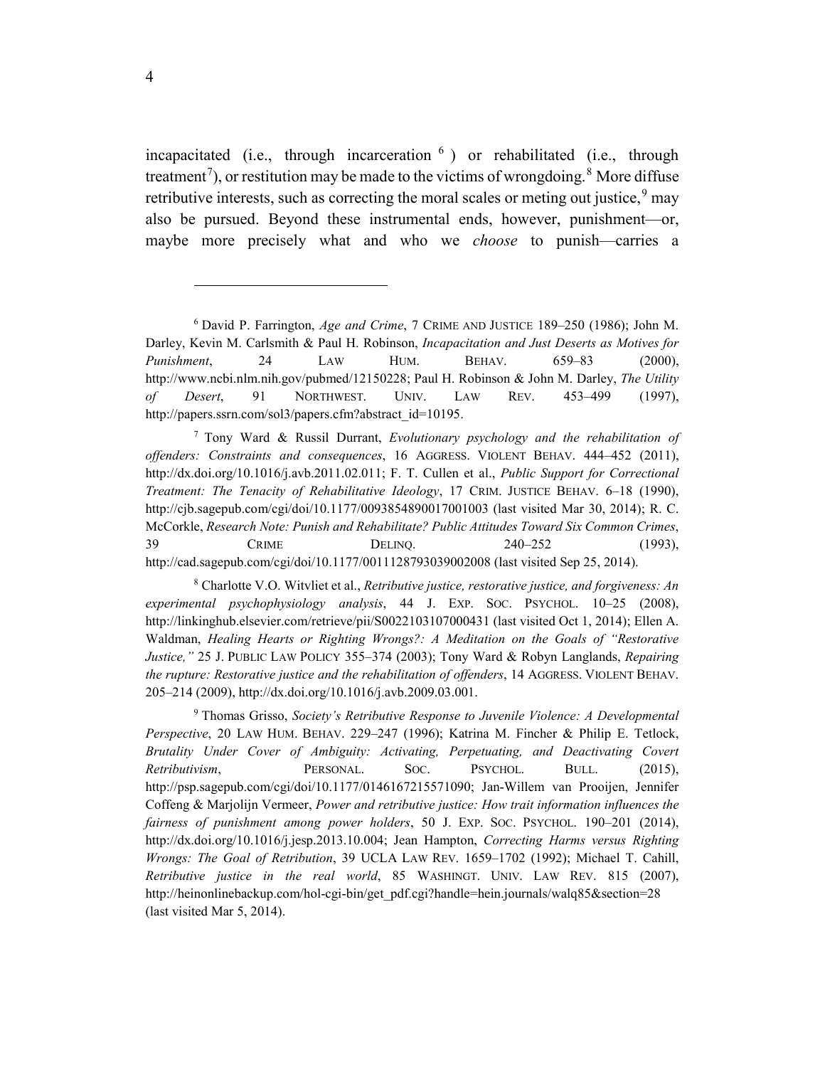incapacitated (i.e., through incarceration [6]) or rehabilitated (i.e., through treatment[7]), or restitution may be made to the victims of wrongdoing.[8] More diffuse retributive interests, such as correcting the moral scales or meting out justice,[9] may also be pursued. Beyond these instrumental ends, however, punishment—or, maybe more precisely what and who we *choose* to punish—carries a

---

[6] David P. Farrington, *Age and Crime*, 7 CRIME AND JUSTICE 189–250 (1986); John M. Darley, Kevin M. Carlsmith & Paul H. Robinson, *Incapacitation and Just Deserts as Motives for Punishment*, 24 LAW HUM. BEHAV. 659–83 (2000), http://www.ncbi.nlm.nih.gov/pubmed/12150228; Paul H. Robinson & John M. Darley, *The Utility of Desert*, 91 NORTHWEST. UNIV. LAW REV. 453–499 (1997), http://papers.ssrn.com/sol3/papers.cfm?abstract_id=10195.

[7] Tony Ward & Russil Durrant, *Evolutionary psychology and the rehabilitation of offenders: Constraints and consequences*, 16 AGGRESS. VIOLENT BEHAV. 444–452 (2011), http://dx.doi.org/10.1016/j.avb.2011.02.011; F. T. Cullen et al., *Public Support for Correctional Treatment: The Tenacity of Rehabilitative Ideology*, 17 CRIM. JUSTICE BEHAV. 6–18 (1990), http://cjb.sagepub.com/cgi/doi/10.1177/0093854890017001003 (last visited Mar 30, 2014); R. C. McCorkle, *Research Note: Punish and Rehabilitate? Public Attitudes Toward Six Common Crimes*, 39 CRIME DELINQ. 240–252 (1993), http://cad.sagepub.com/cgi/doi/10.1177/0011128793039002008 (last visited Sep 25, 2014).

[8] Charlotte V.O. Witvliet et al., *Retributive justice, restorative justice, and forgiveness: An experimental psychophysiology analysis*, 44 J. EXP. SOC. PSYCHOL. 10–25 (2008), http://linkinghub.elsevier.com/retrieve/pii/S0022103107000431 (last visited Oct 1, 2014); Ellen A. Waldman, *Healing Hearts or Righting Wrongs?: A Meditation on the Goals of "Restorative Justice,"* 25 J. PUBLIC LAW POLICY 355–374 (2003); Tony Ward & Robyn Langlands, *Repairing the rupture: Restorative justice and the rehabilitation of offenders*, 14 AGGRESS. VIOLENT BEHAV. 205–214 (2009), http://dx.doi.org/10.1016/j.avb.2009.03.001.

[9] Thomas Grisso, *Society's Retributive Response to Juvenile Violence: A Developmental Perspective*, 20 LAW HUM. BEHAV. 229–247 (1996); Katrina M. Fincher & Philip E. Tetlock, *Brutality Under Cover of Ambiguity: Activating, Perpetuating, and Deactivating Covert Retributivism*, PERSONAL. SOC. PSYCHOL. BULL. (2015), http://psp.sagepub.com/cgi/doi/10.1177/0146167215571090; Jan-Willem van Prooijen, Jennifer Coffeng & Marjolijn Vermeer, *Power and retributive justice: How trait information influences the fairness of punishment among power holders*, 50 J. EXP. SOC. PSYCHOL. 190–201 (2014), http://dx.doi.org/10.1016/j.jesp.2013.10.004; Jean Hampton, *Correcting Harms versus Righting Wrongs: The Goal of Retribution*, 39 UCLA LAW REV. 1659–1702 (1992); Michael T. Cahill, *Retributive justice in the real world*, 85 WASHINGT. UNIV. LAW REV. 815 (2007), http://heinonlinebackup.com/hol-cgi-bin/get_pdf.cgi?handle=hein.journals/walq85&section=28 (last visited Mar 5, 2014).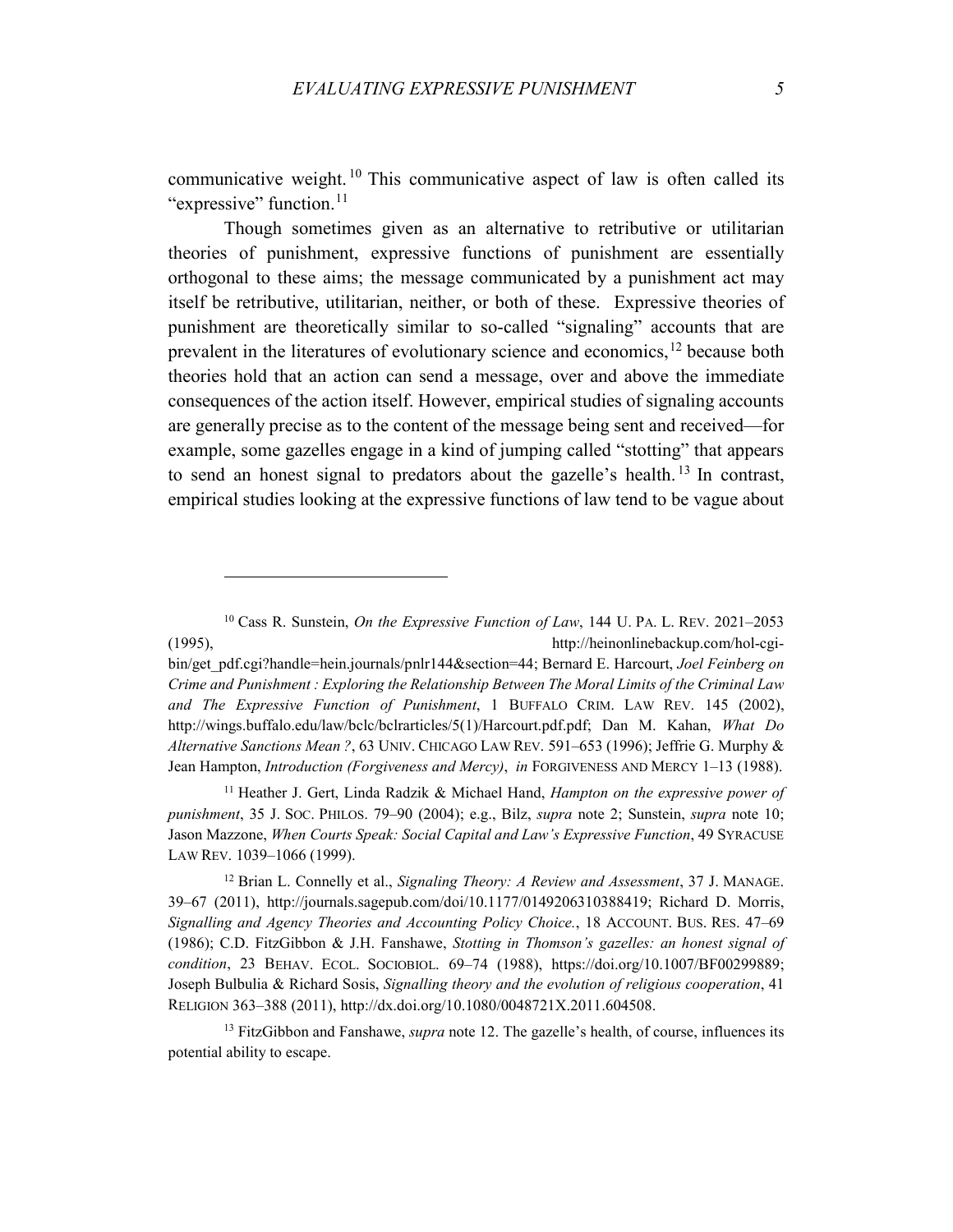communicative weight.[10] This communicative aspect of law is often called its "expressive" function.[11]

Though sometimes given as an alternative to retributive or utilitarian theories of punishment, expressive functions of punishment are essentially orthogonal to these aims; the message communicated by a punishment act may itself be retributive, utilitarian, neither, or both of these. Expressive theories of punishment are theoretically similar to so-called "signaling" accounts that are prevalent in the literatures of evolutionary science and economics,[12] because both theories hold that an action can send a message, over and above the immediate consequences of the action itself. However, empirical studies of signaling accounts are generally precise as to the content of the message being sent and received—for example, some gazelles engage in a kind of jumping called "stotting" that appears to send an honest signal to predators about the gazelle's health.[13] In contrast, empirical studies looking at the expressive functions of law tend to be vague about

---

[10] Cass R. Sunstein, *On the Expressive Function of Law*, 144 U. PA. L. REV. 2021–2053 (1995), http://heinonlinebackup.com/hol-cgi-bin/get_pdf.cgi?handle=hein.journals/pnlr144&section=44; Bernard E. Harcourt, *Joel Feinberg on Crime and Punishment : Exploring the Relationship Between The Moral Limits of the Criminal Law and The Expressive Function of Punishment*, 1 BUFFALO CRIM. LAW REV. 145 (2002), http://wings.buffalo.edu/law/bclc/bclrarticles/5(1)/Harcourt.pdf.pdf; Dan M. Kahan, *What Do Alternative Sanctions Mean ?*, 63 UNIV. CHICAGO LAW REV. 591–653 (1996); Jeffrie G. Murphy & Jean Hampton, *Introduction (Forgiveness and Mercy)*, *in* FORGIVENESS AND MERCY 1–13 (1988).

[11] Heather J. Gert, Linda Radzik & Michael Hand, *Hampton on the expressive power of punishment*, 35 J. SOC. PHILOS. 79–90 (2004); e.g., Bilz, *supra* note 2; Sunstein, *supra* note 10; Jason Mazzone, *When Courts Speak: Social Capital and Law's Expressive Function*, 49 SYRACUSE LAW REV. 1039–1066 (1999).

[12] Brian L. Connelly et al., *Signaling Theory: A Review and Assessment*, 37 J. MANAGE. 39–67 (2011), http://journals.sagepub.com/doi/10.1177/0149206310388419; Richard D. Morris, *Signalling and Agency Theories and Accounting Policy Choice.*, 18 ACCOUNT. BUS. RES. 47–69 (1986); C.D. FitzGibbon & J.H. Fanshawe, *Stotting in Thomson's gazelles: an honest signal of condition*, 23 BEHAV. ECOL. SOCIOBIOL. 69–74 (1988), https://doi.org/10.1007/BF00299889; Joseph Bulbulia & Richard Sosis, *Signalling theory and the evolution of religious cooperation*, 41 RELIGION 363–388 (2011), http://dx.doi.org/10.1080/0048721X.2011.604508.

[13] FitzGibbon and Fanshawe, *supra* note 12. The gazelle's health, of course, influences its potential ability to escape.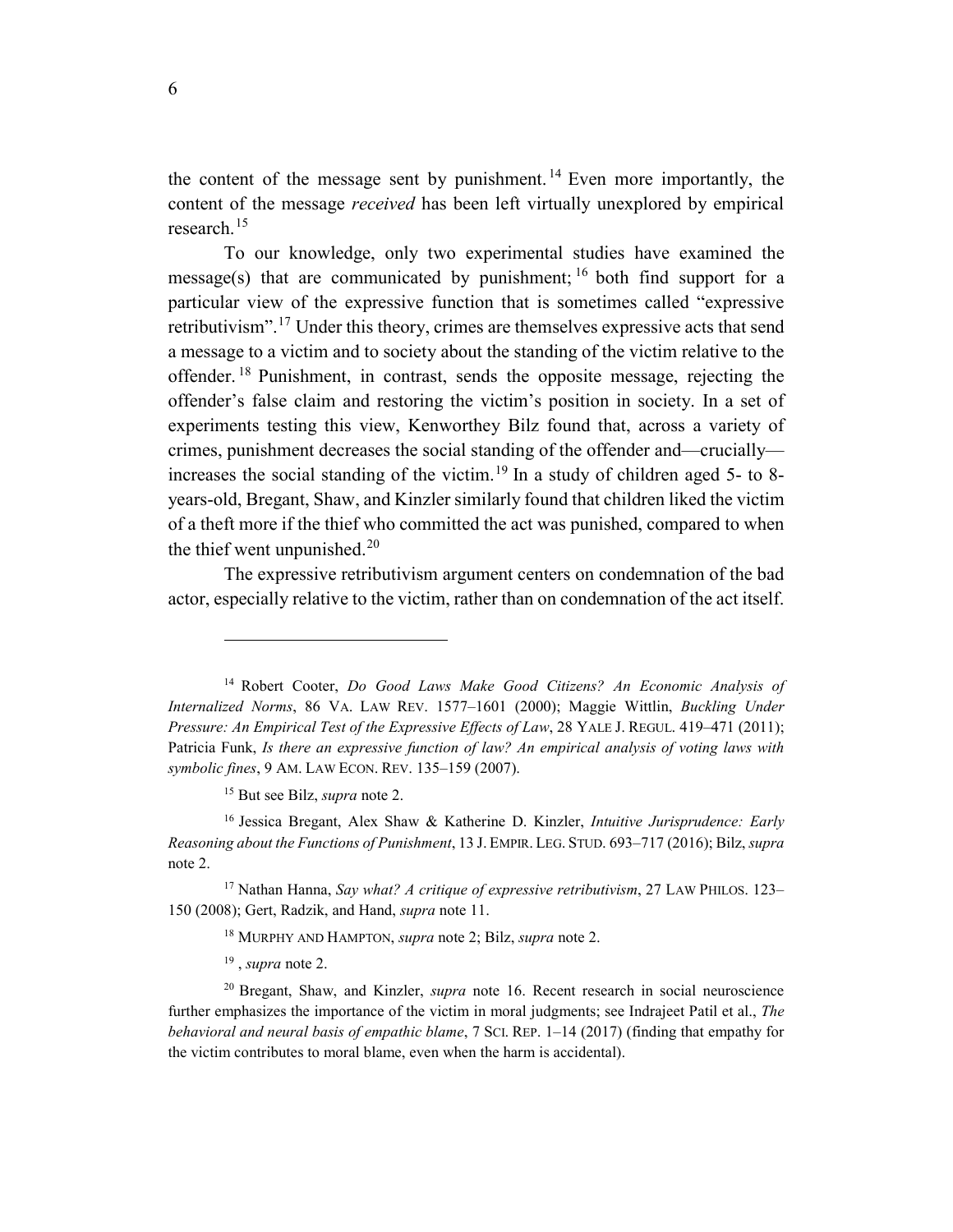the content of the message sent by punishment.[14] Even more importantly, the content of the message *received* has been left virtually unexplored by empirical research.[15]

To our knowledge, only two experimental studies have examined the message(s) that are communicated by punishment;[16] both find support for a particular view of the expressive function that is sometimes called "expressive retributivism".[17] Under this theory, crimes are themselves expressive acts that send a message to a victim and to society about the standing of the victim relative to the offender.[18] Punishment, in contrast, sends the opposite message, rejecting the offender's false claim and restoring the victim's position in society. In a set of experiments testing this view, Kenworthey Bilz found that, across a variety of crimes, punishment decreases the social standing of the offender and—crucially—increases the social standing of the victim.[19] In a study of children aged 5- to 8-years-old, Bregant, Shaw, and Kinzler similarly found that children liked the victim of a theft more if the thief who committed the act was punished, compared to when the thief went unpunished.[20]

The expressive retributivism argument centers on condemnation of the bad actor, especially relative to the victim, rather than on condemnation of the act itself.

---

[14] Robert Cooter, *Do Good Laws Make Good Citizens? An Economic Analysis of Internalized Norms*, 86 VA. LAW REV. 1577–1601 (2000); Maggie Wittlin, *Buckling Under Pressure: An Empirical Test of the Expressive Effects of Law*, 28 YALE J. REGUL. 419–471 (2011); Patricia Funk, *Is there an expressive function of law? An empirical analysis of voting laws with symbolic fines*, 9 AM. LAW ECON. REV. 135–159 (2007).

[15] But see Bilz, *supra* note 2.

[16] Jessica Bregant, Alex Shaw & Katherine D. Kinzler, *Intuitive Jurisprudence: Early Reasoning about the Functions of Punishment*, 13 J. EMPIR. LEG. STUD. 693–717 (2016); Bilz, *supra* note 2.

[17] Nathan Hanna, *Say what? A critique of expressive retributivism*, 27 LAW PHILOS. 123–150 (2008); Gert, Radzik, and Hand, *supra* note 11.

[18] MURPHY AND HAMPTON, *supra* note 2; Bilz, *supra* note 2.

[19] , *supra* note 2.

[20] Bregant, Shaw, and Kinzler, *supra* note 16. Recent research in social neuroscience further emphasizes the importance of the victim in moral judgments; see Indrajeet Patil et al., *The behavioral and neural basis of empathic blame*, 7 SCI. REP. 1–14 (2017) (finding that empathy for the victim contributes to moral blame, even when the harm is accidental).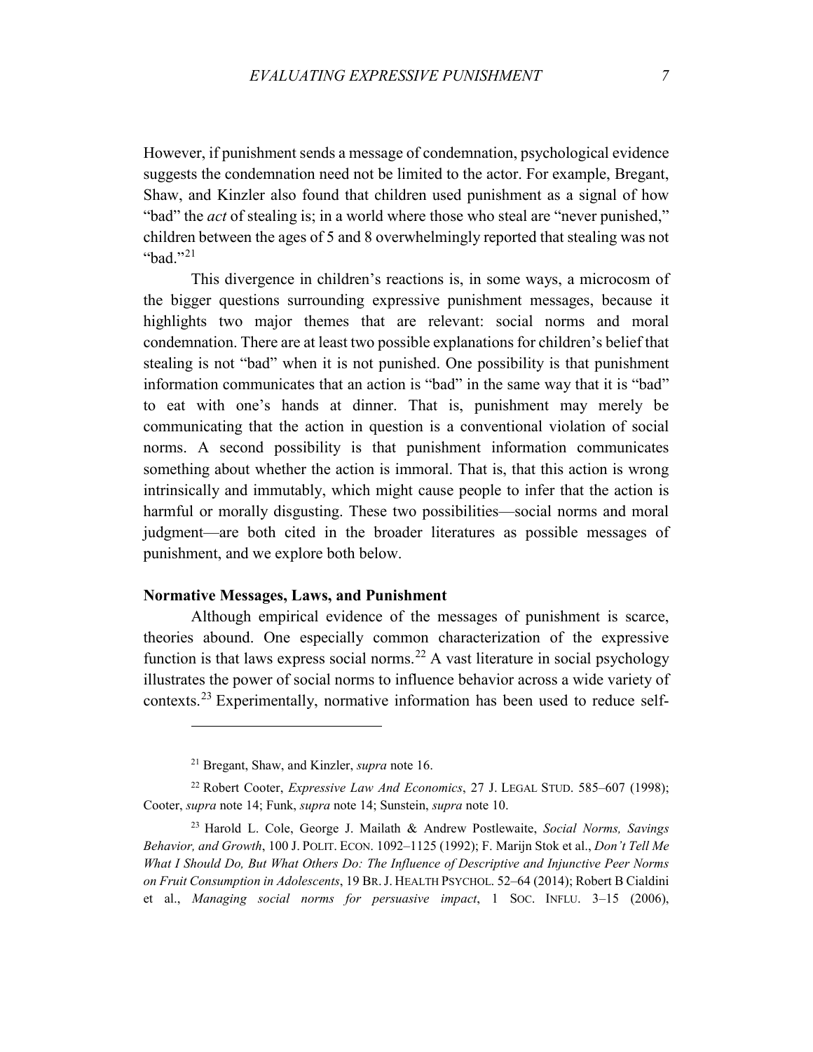However, if punishment sends a message of condemnation, psychological evidence suggests the condemnation need not be limited to the actor. For example, Bregant, Shaw, and Kinzler also found that children used punishment as a signal of how "bad" the *act* of stealing is; in a world where those who steal are "never punished," children between the ages of 5 and 8 overwhelmingly reported that stealing was not "bad."[21]

This divergence in children's reactions is, in some ways, a microcosm of the bigger questions surrounding expressive punishment messages, because it highlights two major themes that are relevant: social norms and moral condemnation. There are at least two possible explanations for children's belief that stealing is not "bad" when it is not punished. One possibility is that punishment information communicates that an action is "bad" in the same way that it is "bad" to eat with one's hands at dinner. That is, punishment may merely be communicating that the action in question is a conventional violation of social norms. A second possibility is that punishment information communicates something about whether the action is immoral. That is, that this action is wrong intrinsically and immutably, which might cause people to infer that the action is harmful or morally disgusting. These two possibilities—social norms and moral judgment—are both cited in the broader literatures as possible messages of punishment, and we explore both below.

**Normative Messages, Laws, and Punishment**

Although empirical evidence of the messages of punishment is scarce, theories abound. One especially common characterization of the expressive function is that laws express social norms.[22] A vast literature in social psychology illustrates the power of social norms to influence behavior across a wide variety of contexts.[23] Experimentally, normative information has been used to reduce self-

---

[21] Bregant, Shaw, and Kinzler, *supra* note 16.

[22] Robert Cooter, *Expressive Law And Economics*, 27 J. LEGAL STUD. 585–607 (1998); Cooter, *supra* note 14; Funk, *supra* note 14; Sunstein, *supra* note 10.

[23] Harold L. Cole, George J. Mailath & Andrew Postlewaite, *Social Norms, Savings Behavior, and Growth*, 100 J. POLIT. ECON. 1092–1125 (1992); F. Marijn Stok et al., *Don't Tell Me What I Should Do, But What Others Do: The Influence of Descriptive and Injunctive Peer Norms on Fruit Consumption in Adolescents*, 19 BR. J. HEALTH PSYCHOL. 52–64 (2014); Robert B Cialdini et al., *Managing social norms for persuasive impact*, 1 SOC. INFLU. 3–15 (2006),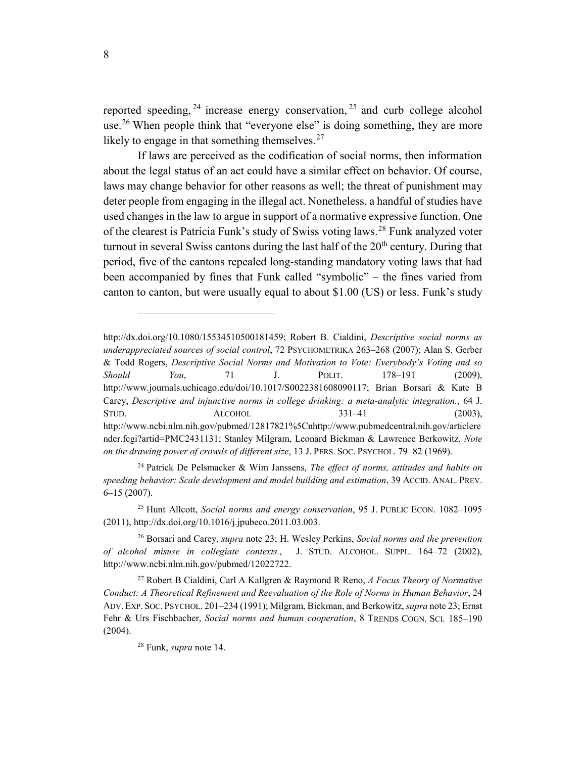reported speeding,[24] increase energy conservation,[25] and curb college alcohol use.[26] When people think that "everyone else" is doing something, they are more likely to engage in that something themselves.[27]

If laws are perceived as the codification of social norms, then information about the legal status of an act could have a similar effect on behavior. Of course, laws may change behavior for other reasons as well; the threat of punishment may deter people from engaging in the illegal act. Nonetheless, a handful of studies have used changes in the law to argue in support of a normative expressive function. One of the clearest is Patricia Funk's study of Swiss voting laws.[28] Funk analyzed voter turnout in several Swiss cantons during the last half of the 20th century. During that period, five of the cantons repealed long-standing mandatory voting laws that had been accompanied by fines that Funk called "symbolic" – the fines varied from canton to canton, but were usually equal to about $1.00 (US) or less. Funk's study

---

http://dx.doi.org/10.1080/15534510500181459; Robert B. Cialdini, *Descriptive social norms as underappreciated sources of social control*, 72 PSYCHOMETRIKA 263–268 (2007); Alan S. Gerber & Todd Rogers, *Descriptive Social Norms and Motivation to Vote: Everybody's Voting and so Should You*, 71 J. POLIT. 178–191 (2009), http://www.journals.uchicago.edu/doi/10.1017/S0022381608090117; Brian Borsari & Kate B Carey, *Descriptive and injunctive norms in college drinking: a meta-analytic integration.*, 64 J. STUD. ALCOHOL 331–41 (2003), http://www.ncbi.nlm.nih.gov/pubmed/12817821%5Cnhttp://www.pubmedcentral.nih.gov/articlerender.fcgi?artid=PMC2431131; Stanley Milgram, Leonard Bickman & Lawrence Berkowitz, *Note on the drawing power of crowds of different size*, 13 J. PERS. SOC. PSYCHOL. 79–82 (1969).

[24] Patrick De Pelsmacker & Wim Janssens, *The effect of norms, attitudes and habits on speeding behavior: Scale development and model building and estimation*, 39 ACCID. ANAL. PREV. 6–15 (2007).

[25] Hunt Allcott, *Social norms and energy conservation*, 95 J. PUBLIC ECON. 1082–1095 (2011), http://dx.doi.org/10.1016/j.jpubeco.2011.03.003.

[26] Borsari and Carey, *supra* note 23; H. Wesley Perkins, *Social norms and the prevention of alcohol misuse in collegiate contexts.*, J. STUD. ALCOHOL. SUPPL. 164–72 (2002), http://www.ncbi.nlm.nih.gov/pubmed/12022722.

[27] Robert B Cialdini, Carl A Kallgren & Raymond R Reno, *A Focus Theory of Normative Conduct: A Theoretical Refinement and Reevaluation of the Role of Norms in Human Behavior*, 24 ADV. EXP. SOC. PSYCHOL. 201–234 (1991); Milgram, Bickman, and Berkowitz, *supra* note 23; Ernst Fehr & Urs Fischbacher, *Social norms and human cooperation*, 8 TRENDS COGN. SCI. 185–190 (2004).

[28] Funk, *supra* note 14.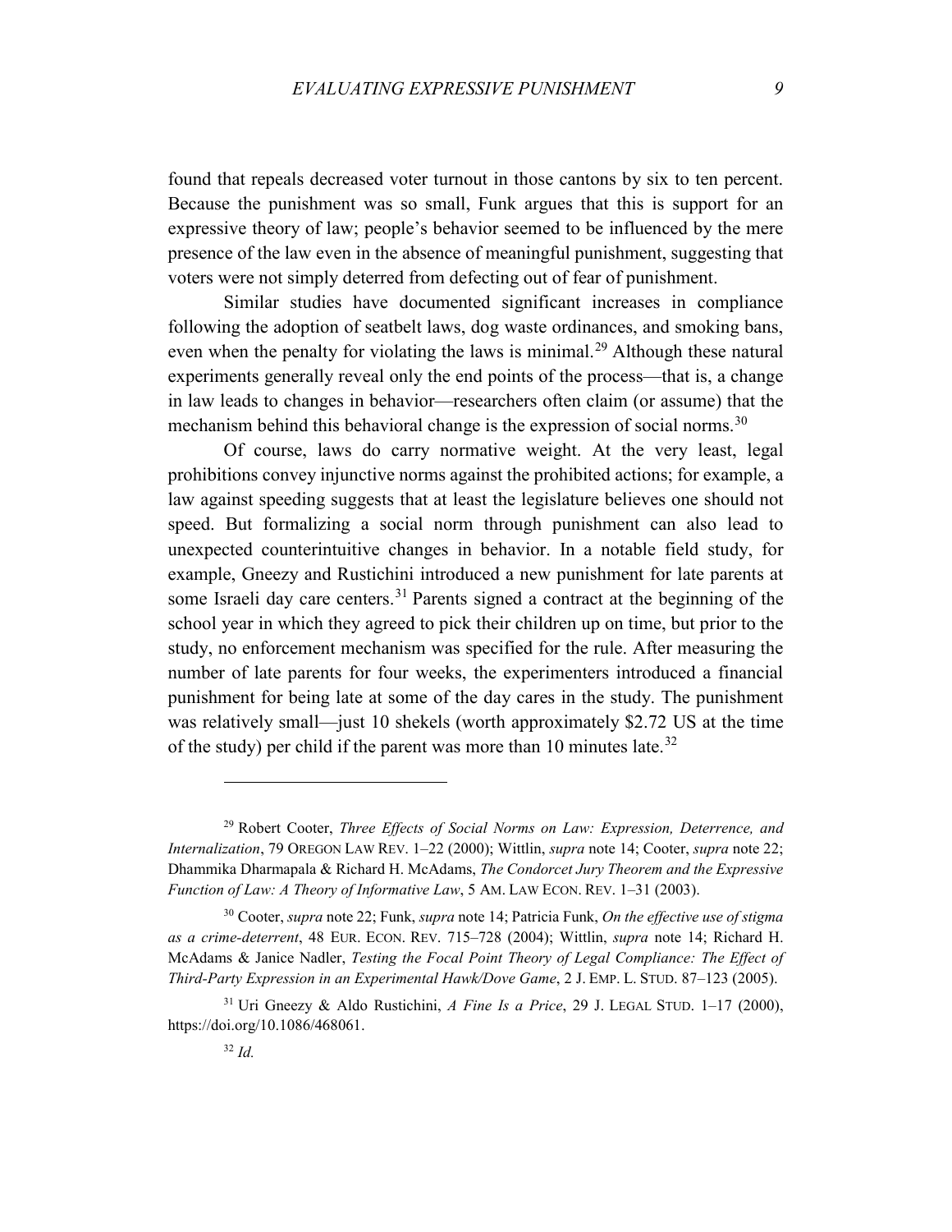found that repeals decreased voter turnout in those cantons by six to ten percent. Because the punishment was so small, Funk argues that this is support for an expressive theory of law; people's behavior seemed to be influenced by the mere presence of the law even in the absence of meaningful punishment, suggesting that voters were not simply deterred from defecting out of fear of punishment.

Similar studies have documented significant increases in compliance following the adoption of seatbelt laws, dog waste ordinances, and smoking bans, even when the penalty for violating the laws is minimal.[29] Although these natural experiments generally reveal only the end points of the process—that is, a change in law leads to changes in behavior—researchers often claim (or assume) that the mechanism behind this behavioral change is the expression of social norms.[30]

Of course, laws do carry normative weight. At the very least, legal prohibitions convey injunctive norms against the prohibited actions; for example, a law against speeding suggests that at least the legislature believes one should not speed. But formalizing a social norm through punishment can also lead to unexpected counterintuitive changes in behavior. In a notable field study, for example, Gneezy and Rustichini introduced a new punishment for late parents at some Israeli day care centers.[31] Parents signed a contract at the beginning of the school year in which they agreed to pick their children up on time, but prior to the study, no enforcement mechanism was specified for the rule. After measuring the number of late parents for four weeks, the experimenters introduced a financial punishment for being late at some of the day cares in the study. The punishment was relatively small—just 10 shekels (worth approximately $2.72 US at the time of the study) per child if the parent was more than 10 minutes late.[32]

---

[29] Robert Cooter, *Three Effects of Social Norms on Law: Expression, Deterrence, and Internalization*, 79 OREGON LAW REV. 1–22 (2000); Wittlin, *supra* note 14; Cooter, *supra* note 22; Dhammika Dharmapala & Richard H. McAdams, *The Condorcet Jury Theorem and the Expressive Function of Law: A Theory of Informative Law*, 5 AM. LAW ECON. REV. 1–31 (2003).

[30] Cooter, *supra* note 22; Funk, *supra* note 14; Patricia Funk, *On the effective use of stigma as a crime-deterrent*, 48 EUR. ECON. REV. 715–728 (2004); Wittlin, *supra* note 14; Richard H. McAdams & Janice Nadler, *Testing the Focal Point Theory of Legal Compliance: The Effect of Third-Party Expression in an Experimental Hawk/Dove Game*, 2 J. EMP. L. STUD. 87–123 (2005).

[31] Uri Gneezy & Aldo Rustichini, *A Fine Is a Price*, 29 J. LEGAL STUD. 1–17 (2000), https://doi.org/10.1086/468061.

[32] *Id.*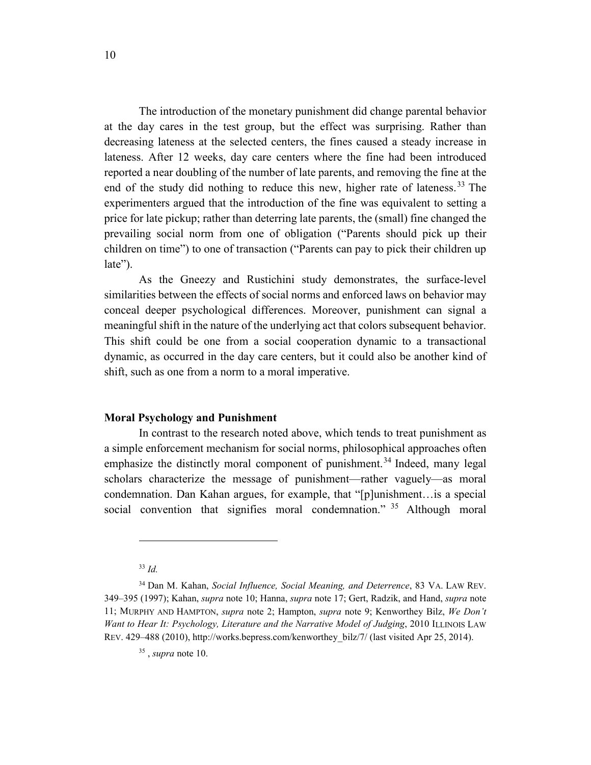The introduction of the monetary punishment did change parental behavior at the day cares in the test group, but the effect was surprising. Rather than decreasing lateness at the selected centers, the fines caused a steady increase in lateness. After 12 weeks, day care centers where the fine had been introduced reported a near doubling of the number of late parents, and removing the fine at the end of the study did nothing to reduce this new, higher rate of lateness.[33] The experimenters argued that the introduction of the fine was equivalent to setting a price for late pickup; rather than deterring late parents, the (small) fine changed the prevailing social norm from one of obligation ("Parents should pick up their children on time") to one of transaction ("Parents can pay to pick their children up late").

As the Gneezy and Rustichini study demonstrates, the surface-level similarities between the effects of social norms and enforced laws on behavior may conceal deeper psychological differences. Moreover, punishment can signal a meaningful shift in the nature of the underlying act that colors subsequent behavior. This shift could be one from a social cooperation dynamic to a transactional dynamic, as occurred in the day care centers, but it could also be another kind of shift, such as one from a norm to a moral imperative.

**Moral Psychology and Punishment**

In contrast to the research noted above, which tends to treat punishment as a simple enforcement mechanism for social norms, philosophical approaches often emphasize the distinctly moral component of punishment.[34] Indeed, many legal scholars characterize the message of punishment—rather vaguely—as moral condemnation. Dan Kahan argues, for example, that "[p]unishment…is a special social convention that signifies moral condemnation."[35] Although moral

---

[33] *Id.*

[34] Dan M. Kahan, *Social Influence, Social Meaning, and Deterrence*, 83 VA. LAW REV. 349–395 (1997); Kahan, *supra* note 10; Hanna, *supra* note 17; Gert, Radzik, and Hand, *supra* note 11; MURPHY AND HAMPTON, *supra* note 2; Hampton, *supra* note 9; Kenworthey Bilz, *We Don't Want to Hear It: Psychology, Literature and the Narrative Model of Judging*, 2010 ILLINOIS LAW REV. 429–488 (2010), http://works.bepress.com/kenworthey_bilz/7/ (last visited Apr 25, 2014).

[35] , *supra* note 10.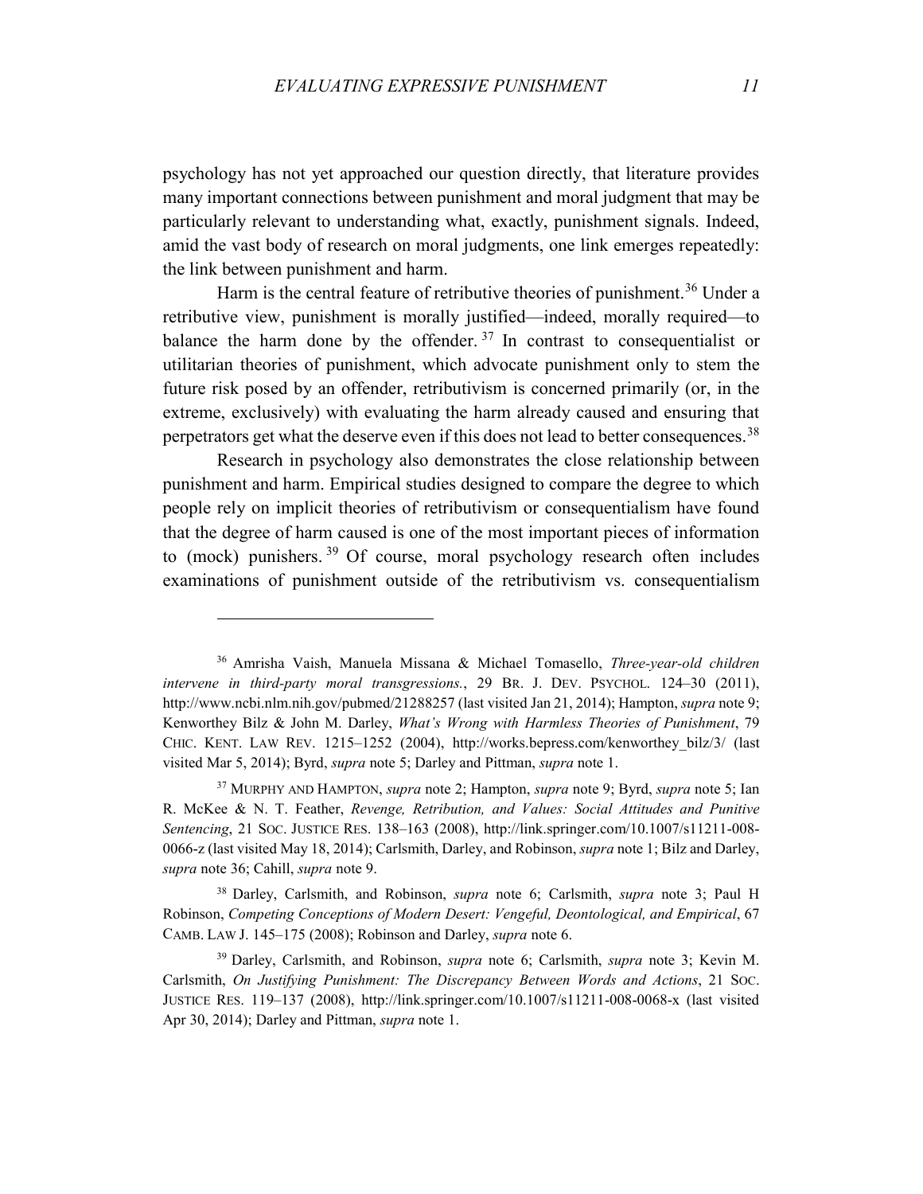psychology has not yet approached our question directly, that literature provides many important connections between punishment and moral judgment that may be particularly relevant to understanding what, exactly, punishment signals. Indeed, amid the vast body of research on moral judgments, one link emerges repeatedly: the link between punishment and harm.

Harm is the central feature of retributive theories of punishment.[36] Under a retributive view, punishment is morally justified—indeed, morally required—to balance the harm done by the offender.[37] In contrast to consequentialist or utilitarian theories of punishment, which advocate punishment only to stem the future risk posed by an offender, retributivism is concerned primarily (or, in the extreme, exclusively) with evaluating the harm already caused and ensuring that perpetrators get what the deserve even if this does not lead to better consequences.[38]

Research in psychology also demonstrates the close relationship between punishment and harm. Empirical studies designed to compare the degree to which people rely on implicit theories of retributivism or consequentialism have found that the degree of harm caused is one of the most important pieces of information to (mock) punishers.[39] Of course, moral psychology research often includes examinations of punishment outside of the retributivism vs. consequentialism

---

[36] Amrisha Vaish, Manuela Missana & Michael Tomasello, *Three-year-old children intervene in third-party moral transgressions.*, 29 BR. J. DEV. PSYCHOL. 124–30 (2011), http://www.ncbi.nlm.nih.gov/pubmed/21288257 (last visited Jan 21, 2014); Hampton, *supra* note 9; Kenworthey Bilz & John M. Darley, *What's Wrong with Harmless Theories of Punishment*, 79 CHIC. KENT. LAW REV. 1215–1252 (2004), http://works.bepress.com/kenworthey_bilz/3/ (last visited Mar 5, 2014); Byrd, *supra* note 5; Darley and Pittman, *supra* note 1.

[37] MURPHY AND HAMPTON, *supra* note 2; Hampton, *supra* note 9; Byrd, *supra* note 5; Ian R. McKee & N. T. Feather, *Revenge, Retribution, and Values: Social Attitudes and Punitive Sentencing*, 21 SOC. JUSTICE RES. 138–163 (2008), http://link.springer.com/10.1007/s11211-008-0066-z (last visited May 18, 2014); Carlsmith, Darley, and Robinson, *supra* note 1; Bilz and Darley, *supra* note 36; Cahill, *supra* note 9.

[38] Darley, Carlsmith, and Robinson, *supra* note 6; Carlsmith, *supra* note 3; Paul H Robinson, *Competing Conceptions of Modern Desert: Vengeful, Deontological, and Empirical*, 67 CAMB. LAW J. 145–175 (2008); Robinson and Darley, *supra* note 6.

[39] Darley, Carlsmith, and Robinson, *supra* note 6; Carlsmith, *supra* note 3; Kevin M. Carlsmith, *On Justifying Punishment: The Discrepancy Between Words and Actions*, 21 SOC. JUSTICE RES. 119–137 (2008), http://link.springer.com/10.1007/s11211-008-0068-x (last visited Apr 30, 2014); Darley and Pittman, *supra* note 1.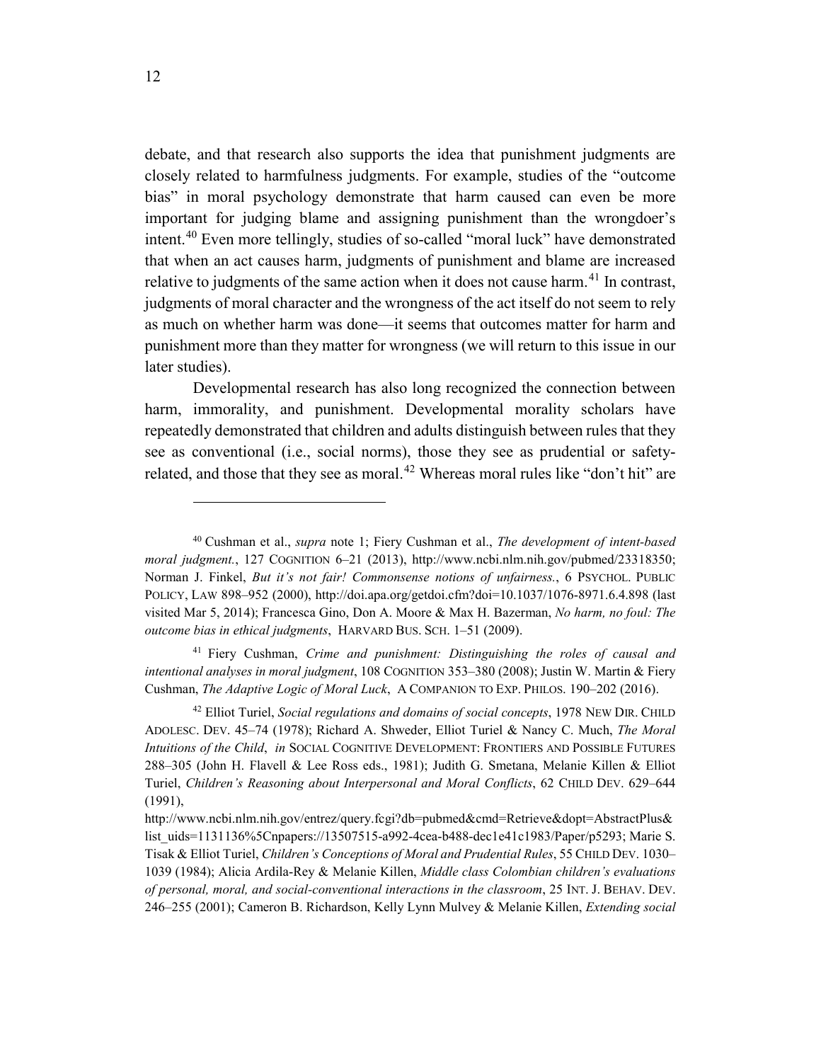debate, and that research also supports the idea that punishment judgments are closely related to harmfulness judgments. For example, studies of the "outcome bias" in moral psychology demonstrate that harm caused can even be more important for judging blame and assigning punishment than the wrongdoer's intent.[40] Even more tellingly, studies of so-called "moral luck" have demonstrated that when an act causes harm, judgments of punishment and blame are increased relative to judgments of the same action when it does not cause harm.[41] In contrast, judgments of moral character and the wrongness of the act itself do not seem to rely as much on whether harm was done—it seems that outcomes matter for harm and punishment more than they matter for wrongness (we will return to this issue in our later studies).

Developmental research has also long recognized the connection between harm, immorality, and punishment. Developmental morality scholars have repeatedly demonstrated that children and adults distinguish between rules that they see as conventional (i.e., social norms), those they see as prudential or safety-related, and those that they see as moral.[42] Whereas moral rules like "don't hit" are

---

[40] Cushman et al., *supra* note 1; Fiery Cushman et al., *The development of intent-based moral judgment.*, 127 COGNITION 6–21 (2013), http://www.ncbi.nlm.nih.gov/pubmed/23318350; Norman J. Finkel, *But it's not fair! Commonsense notions of unfairness.*, 6 PSYCHOL. PUBLIC POLICY, LAW 898–952 (2000), http://doi.apa.org/getdoi.cfm?doi=10.1037/1076-8971.6.4.898 (last visited Mar 5, 2014); Francesca Gino, Don A. Moore & Max H. Bazerman, *No harm, no foul: The outcome bias in ethical judgments*, HARVARD BUS. SCH. 1–51 (2009).

[41] Fiery Cushman, *Crime and punishment: Distinguishing the roles of causal and intentional analyses in moral judgment*, 108 COGNITION 353–380 (2008); Justin W. Martin & Fiery Cushman, *The Adaptive Logic of Moral Luck*, A COMPANION TO EXP. PHILOS. 190–202 (2016).

[42] Elliot Turiel, *Social regulations and domains of social concepts*, 1978 NEW DIR. CHILD ADOLESC. DEV. 45–74 (1978); Richard A. Shweder, Elliot Turiel & Nancy C. Much, *The Moral Intuitions of the Child*, *in* SOCIAL COGNITIVE DEVELOPMENT: FRONTIERS AND POSSIBLE FUTURES 288–305 (John H. Flavell & Lee Ross eds., 1981); Judith G. Smetana, Melanie Killen & Elliot Turiel, *Children's Reasoning about Interpersonal and Moral Conflicts*, 62 CHILD DEV. 629–644 (1991), http://www.ncbi.nlm.nih.gov/entrez/query.fcgi?db=pubmed&cmd=Retrieve&dopt=AbstractPlus&list_uids=1131136%5Cnpapers://13507515-a992-4cea-b488-dec1e41c1983/Paper/p5293; Marie S. Tisak & Elliot Turiel, *Children's Conceptions of Moral and Prudential Rules*, 55 CHILD DEV. 1030–1039 (1984); Alicia Ardila-Rey & Melanie Killen, *Middle class Colombian children's evaluations of personal, moral, and social-conventional interactions in the classroom*, 25 INT. J. BEHAV. DEV. 246–255 (2001); Cameron B. Richardson, Kelly Lynn Mulvey & Melanie Killen, *Extending social*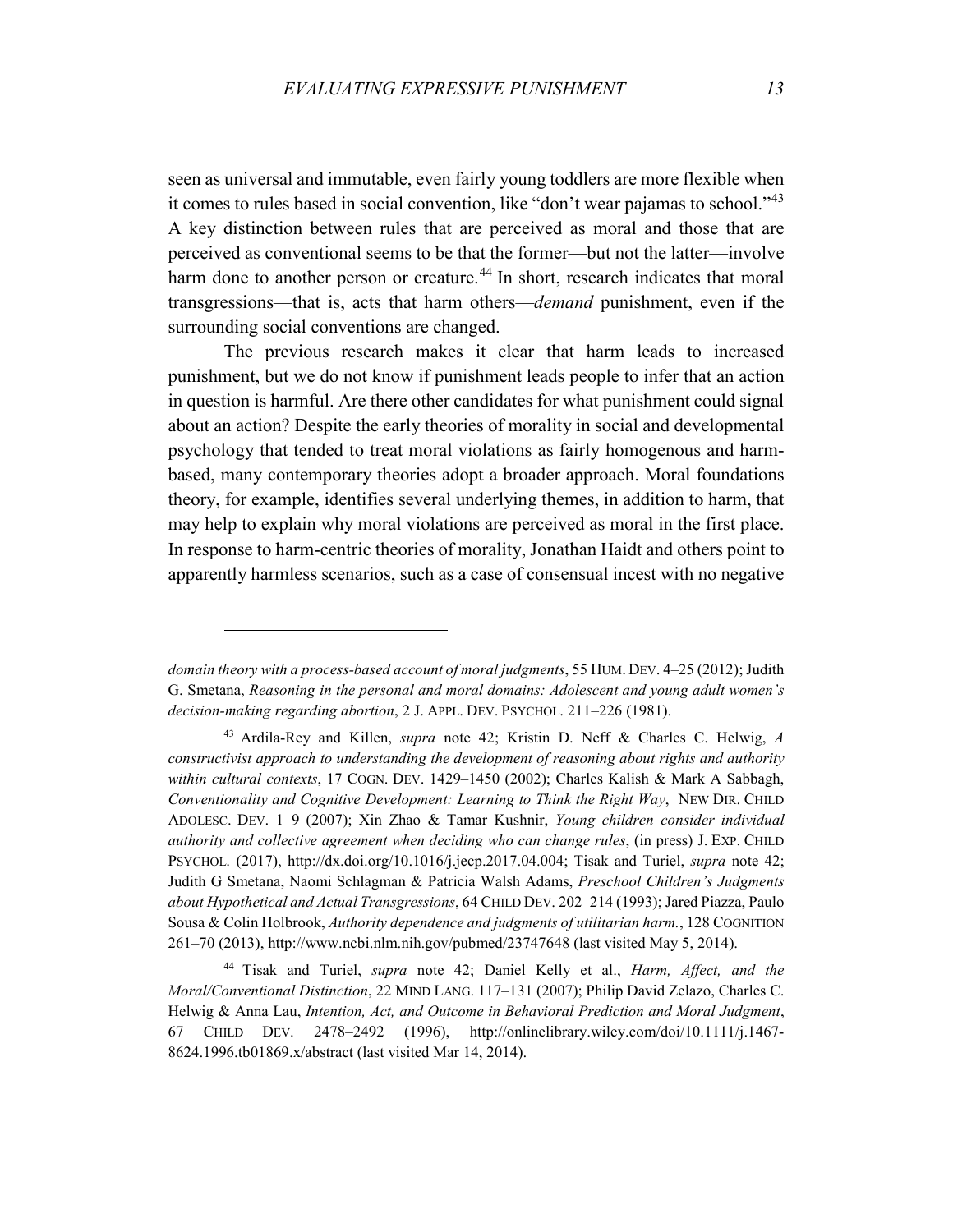seen as universal and immutable, even fairly young toddlers are more flexible when it comes to rules based in social convention, like "don't wear pajamas to school."[43] A key distinction between rules that are perceived as moral and those that are perceived as conventional seems to be that the former—but not the latter—involve harm done to another person or creature.[44] In short, research indicates that moral transgressions—that is, acts that harm others—*demand* punishment, even if the surrounding social conventions are changed.

The previous research makes it clear that harm leads to increased punishment, but we do not know if punishment leads people to infer that an action in question is harmful. Are there other candidates for what punishment could signal about an action? Despite the early theories of morality in social and developmental psychology that tended to treat moral violations as fairly homogenous and harm-based, many contemporary theories adopt a broader approach. Moral foundations theory, for example, identifies several underlying themes, in addition to harm, that may help to explain why moral violations are perceived as moral in the first place. In response to harm-centric theories of morality, Jonathan Haidt and others point to apparently harmless scenarios, such as a case of consensual incest with no negative

---

*domain theory with a process-based account of moral judgments*, 55 HUM. DEV. 4–25 (2012); Judith G. Smetana, *Reasoning in the personal and moral domains: Adolescent and young adult women's decision-making regarding abortion*, 2 J. APPL. DEV. PSYCHOL. 211–226 (1981).

[43] Ardila-Rey and Killen, *supra* note 42; Kristin D. Neff & Charles C. Helwig, *A constructivist approach to understanding the development of reasoning about rights and authority within cultural contexts*, 17 COGN. DEV. 1429–1450 (2002); Charles Kalish & Mark A Sabbagh, *Conventionality and Cognitive Development: Learning to Think the Right Way*, NEW DIR. CHILD ADOLESC. DEV. 1–9 (2007); Xin Zhao & Tamar Kushnir, *Young children consider individual authority and collective agreement when deciding who can change rules*, (in press) J. EXP. CHILD PSYCHOL. (2017), http://dx.doi.org/10.1016/j.jecp.2017.04.004; Tisak and Turiel, *supra* note 42; Judith G Smetana, Naomi Schlagman & Patricia Walsh Adams, *Preschool Children's Judgments about Hypothetical and Actual Transgressions*, 64 CHILD DEV. 202–214 (1993); Jared Piazza, Paulo Sousa & Colin Holbrook, *Authority dependence and judgments of utilitarian harm.*, 128 COGNITION 261–70 (2013), http://www.ncbi.nlm.nih.gov/pubmed/23747648 (last visited May 5, 2014).

[44] Tisak and Turiel, *supra* note 42; Daniel Kelly et al., *Harm, Affect, and the Moral/Conventional Distinction*, 22 MIND LANG. 117–131 (2007); Philip David Zelazo, Charles C. Helwig & Anna Lau, *Intention, Act, and Outcome in Behavioral Prediction and Moral Judgment*, 67 CHILD DEV. 2478–2492 (1996), http://onlinelibrary.wiley.com/doi/10.1111/j.1467-8624.1996.tb01869.x/abstract (last visited Mar 14, 2014).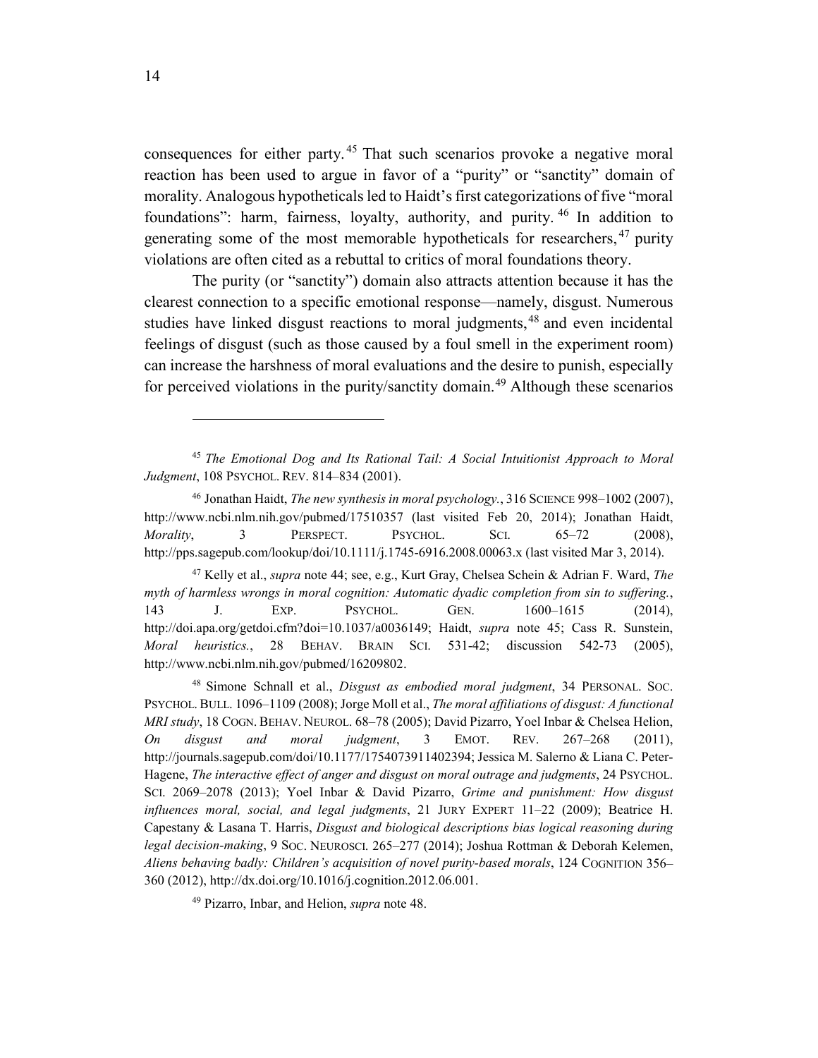consequences for either party.[45] That such scenarios provoke a negative moral reaction has been used to argue in favor of a "purity" or "sanctity" domain of morality. Analogous hypotheticals led to Haidt's first categorizations of five "moral foundations": harm, fairness, loyalty, authority, and purity.[46] In addition to generating some of the most memorable hypotheticals for researchers,[47] purity violations are often cited as a rebuttal to critics of moral foundations theory.

The purity (or "sanctity") domain also attracts attention because it has the clearest connection to a specific emotional response—namely, disgust. Numerous studies have linked disgust reactions to moral judgments,[48] and even incidental feelings of disgust (such as those caused by a foul smell in the experiment room) can increase the harshness of moral evaluations and the desire to punish, especially for perceived violations in the purity/sanctity domain.[49] Although these scenarios

---

[45] *The Emotional Dog and Its Rational Tail: A Social Intuitionist Approach to Moral Judgment*, 108 PSYCHOL. REV. 814–834 (2001).

[46] Jonathan Haidt, *The new synthesis in moral psychology.*, 316 SCIENCE 998–1002 (2007), http://www.ncbi.nlm.nih.gov/pubmed/17510357 (last visited Feb 20, 2014); Jonathan Haidt, *Morality*, 3 PERSPECT. PSYCHOL. SCI. 65–72 (2008), http://pps.sagepub.com/lookup/doi/10.1111/j.1745-6916.2008.00063.x (last visited Mar 3, 2014).

[47] Kelly et al., *supra* note 44; see, e.g., Kurt Gray, Chelsea Schein & Adrian F. Ward, *The myth of harmless wrongs in moral cognition: Automatic dyadic completion from sin to suffering.*, 143 J. EXP. PSYCHOL. GEN. 1600–1615 (2014), http://doi.apa.org/getdoi.cfm?doi=10.1037/a0036149; Haidt, *supra* note 45; Cass R. Sunstein, *Moral heuristics.*, 28 BEHAV. BRAIN SCI. 531-42; discussion 542-73 (2005), http://www.ncbi.nlm.nih.gov/pubmed/16209802.

[48] Simone Schnall et al., *Disgust as embodied moral judgment*, 34 PERSONAL. SOC. PSYCHOL. BULL. 1096–1109 (2008); Jorge Moll et al., *The moral affiliations of disgust: A functional MRI study*, 18 COGN. BEHAV. NEUROL. 68–78 (2005); David Pizarro, Yoel Inbar & Chelsea Helion, *On disgust and moral judgment*, 3 EMOT. REV. 267–268 (2011), http://journals.sagepub.com/doi/10.1177/1754073911402394; Jessica M. Salerno & Liana C. Peter-Hagene, *The interactive effect of anger and disgust on moral outrage and judgments*, 24 PSYCHOL. SCI. 2069–2078 (2013); Yoel Inbar & David Pizarro, *Grime and punishment: How disgust influences moral, social, and legal judgments*, 21 JURY EXPERT 11–22 (2009); Beatrice H. Capestany & Lasana T. Harris, *Disgust and biological descriptions bias logical reasoning during legal decision-making*, 9 SOC. NEUROSCI. 265–277 (2014); Joshua Rottman & Deborah Kelemen, *Aliens behaving badly: Children's acquisition of novel purity-based morals*, 124 COGNITION 356–360 (2012), http://dx.doi.org/10.1016/j.cognition.2012.06.001.

[49] Pizarro, Inbar, and Helion, *supra* note 48.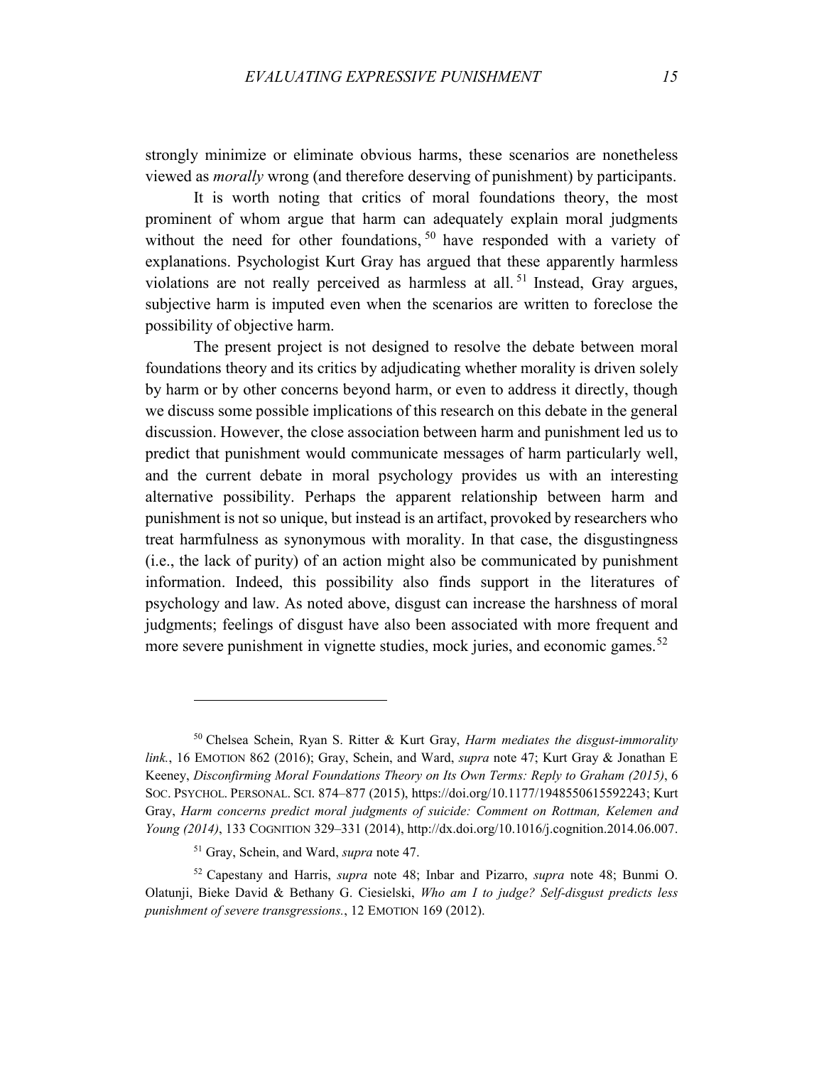strongly minimize or eliminate obvious harms, these scenarios are nonetheless viewed as *morally* wrong (and therefore deserving of punishment) by participants.

It is worth noting that critics of moral foundations theory, the most prominent of whom argue that harm can adequately explain moral judgments without the need for other foundations,[50] have responded with a variety of explanations. Psychologist Kurt Gray has argued that these apparently harmless violations are not really perceived as harmless at all.[51] Instead, Gray argues, subjective harm is imputed even when the scenarios are written to foreclose the possibility of objective harm.

The present project is not designed to resolve the debate between moral foundations theory and its critics by adjudicating whether morality is driven solely by harm or by other concerns beyond harm, or even to address it directly, though we discuss some possible implications of this research on this debate in the general discussion. However, the close association between harm and punishment led us to predict that punishment would communicate messages of harm particularly well, and the current debate in moral psychology provides us with an interesting alternative possibility. Perhaps the apparent relationship between harm and punishment is not so unique, but instead is an artifact, provoked by researchers who treat harmfulness as synonymous with morality. In that case, the disgustingness (i.e., the lack of purity) of an action might also be communicated by punishment information. Indeed, this possibility also finds support in the literatures of psychology and law. As noted above, disgust can increase the harshness of moral judgments; feelings of disgust have also been associated with more frequent and more severe punishment in vignette studies, mock juries, and economic games.[52]

---

[50] Chelsea Schein, Ryan S. Ritter & Kurt Gray, *Harm mediates the disgust-immorality link.*, 16 EMOTION 862 (2016); Gray, Schein, and Ward, *supra* note 47; Kurt Gray & Jonathan E Keeney, *Disconfirming Moral Foundations Theory on Its Own Terms: Reply to Graham (2015)*, 6 SOC. PSYCHOL. PERSONAL. SCI. 874–877 (2015), https://doi.org/10.1177/1948550615592243; Kurt Gray, *Harm concerns predict moral judgments of suicide: Comment on Rottman, Kelemen and Young (2014)*, 133 COGNITION 329–331 (2014), http://dx.doi.org/10.1016/j.cognition.2014.06.007.

[51] Gray, Schein, and Ward, *supra* note 47.

[52] Capestany and Harris, *supra* note 48; Inbar and Pizarro, *supra* note 48; Bunmi O. Olatunji, Bieke David & Bethany G. Ciesielski, *Who am I to judge? Self-disgust predicts less punishment of severe transgressions.*, 12 EMOTION 169 (2012).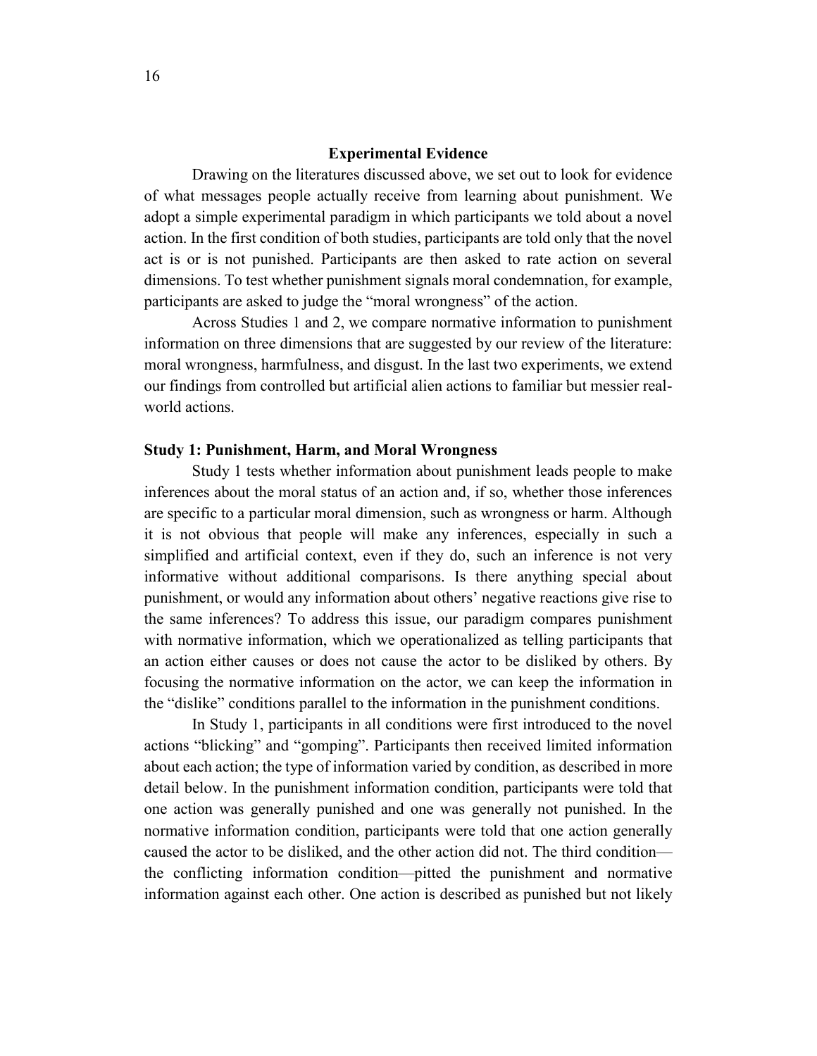## Experimental Evidence

Drawing on the literatures discussed above, we set out to look for evidence of what messages people actually receive from learning about punishment. We adopt a simple experimental paradigm in which participants we told about a novel action. In the first condition of both studies, participants are told only that the novel act is or is not punished. Participants are then asked to rate action on several dimensions. To test whether punishment signals moral condemnation, for example, participants are asked to judge the "moral wrongness" of the action.

Across Studies 1 and 2, we compare normative information to punishment information on three dimensions that are suggested by our review of the literature: moral wrongness, harmfulness, and disgust. In the last two experiments, we extend our findings from controlled but artificial alien actions to familiar but messier real-world actions.

### Study 1: Punishment, Harm, and Moral Wrongness

Study 1 tests whether information about punishment leads people to make inferences about the moral status of an action and, if so, whether those inferences are specific to a particular moral dimension, such as wrongness or harm. Although it is not obvious that people will make any inferences, especially in such a simplified and artificial context, even if they do, such an inference is not very informative without additional comparisons. Is there anything special about punishment, or would any information about others' negative reactions give rise to the same inferences? To address this issue, our paradigm compares punishment with normative information, which we operationalized as telling participants that an action either causes or does not cause the actor to be disliked by others. By focusing the normative information on the actor, we can keep the information in the "dislike" conditions parallel to the information in the punishment conditions.

In Study 1, participants in all conditions were first introduced to the novel actions "blicking" and "gomping". Participants then received limited information about each action; the type of information varied by condition, as described in more detail below. In the punishment information condition, participants were told that one action was generally punished and one was generally not punished. In the normative information condition, participants were told that one action generally caused the actor to be disliked, and the other action did not. The third condition—the conflicting information condition—pitted the punishment and normative information against each other. One action is described as punished but not likely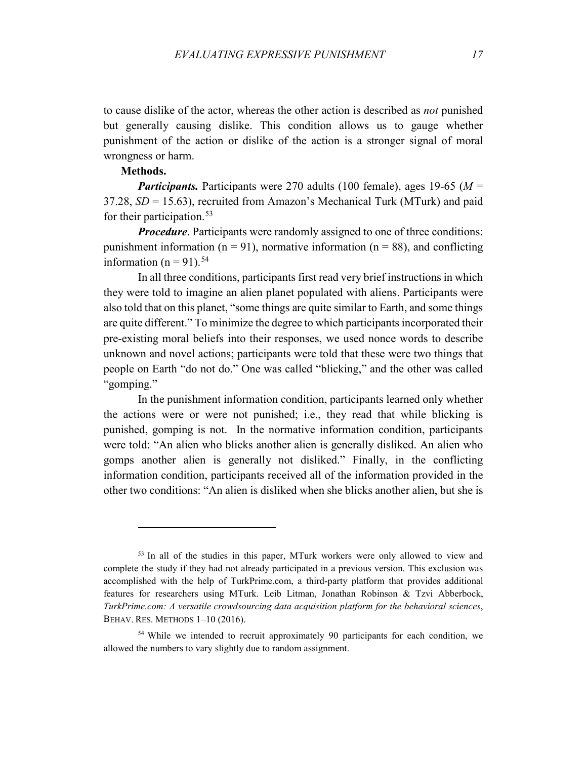to cause dislike of the actor, whereas the other action is described as *not* punished but generally causing dislike. This condition allows us to gauge whether punishment of the action or dislike of the action is a stronger signal of moral wrongness or harm.

**Methods.**

***Participants.*** Participants were 270 adults (100 female), ages 19-65 ($M$ = 37.28, $SD$ = 15.63), recruited from Amazon's Mechanical Turk (MTurk) and paid for their participation.[53]

***Procedure***. Participants were randomly assigned to one of three conditions: punishment information (n = 91), normative information (n = 88), and conflicting information (n = 91).[54]

In all three conditions, participants first read very brief instructions in which they were told to imagine an alien planet populated with aliens. Participants were also told that on this planet, "some things are quite similar to Earth, and some things are quite different." To minimize the degree to which participants incorporated their pre-existing moral beliefs into their responses, we used nonce words to describe unknown and novel actions; participants were told that these were two things that people on Earth "do not do." One was called "blicking," and the other was called "gomping."

In the punishment information condition, participants learned only whether the actions were or were not punished; i.e., they read that while blicking is punished, gomping is not. In the normative information condition, participants were told: "An alien who blicks another alien is generally disliked. An alien who gomps another alien is generally not disliked." Finally, in the conflicting information condition, participants received all of the information provided in the other two conditions: "An alien is disliked when she blicks another alien, but she is

---

[53] In all of the studies in this paper, MTurk workers were only allowed to view and complete the study if they had not already participated in a previous version. This exclusion was accomplished with the help of TurkPrime.com, a third-party platform that provides additional features for researchers using MTurk. Leib Litman, Jonathan Robinson & Tzvi Abberbock, *TurkPrime.com: A versatile crowdsourcing data acquisition platform for the behavioral sciences*, BEHAV. RES. METHODS 1–10 (2016).

[54] While we intended to recruit approximately 90 participants for each condition, we allowed the numbers to vary slightly due to random assignment.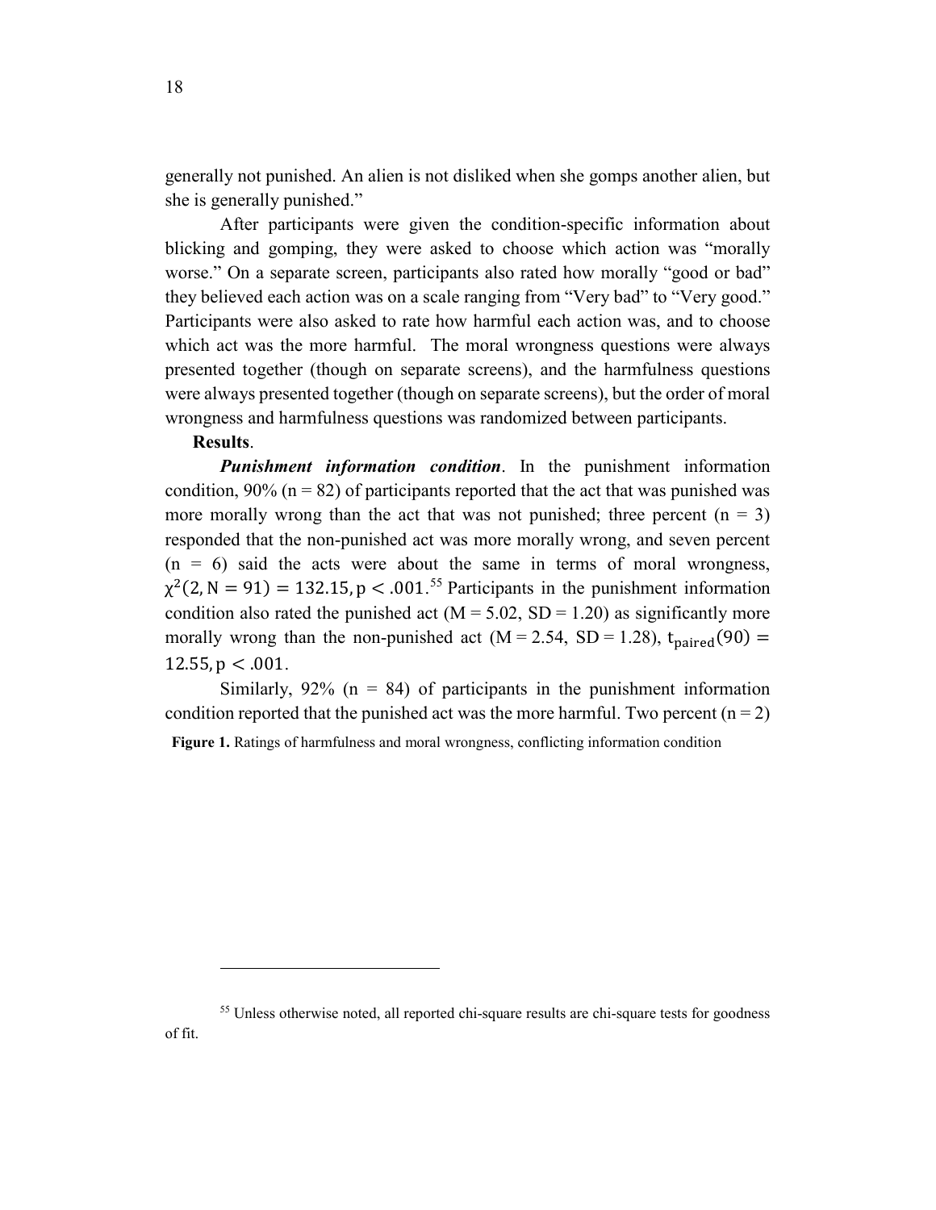generally not punished. An alien is not disliked when she gomps another alien, but she is generally punished."

After participants were given the condition-specific information about blicking and gomping, they were asked to choose which action was "morally worse." On a separate screen, participants also rated how morally "good or bad" they believed each action was on a scale ranging from "Very bad" to "Very good." Participants were also asked to rate how harmful each action was, and to choose which act was the more harmful. The moral wrongness questions were always presented together (though on separate screens), and the harmfulness questions were always presented together (though on separate screens), but the order of moral wrongness and harmfulness questions was randomized between participants.

**Results**.

***Punishment information condition***. In the punishment information condition, 90% (n = 82) of participants reported that the act that was punished was more morally wrong than the act that was not punished; three percent (n = 3) responded that the non-punished act was more morally wrong, and seven percent (n = 6) said the acts were about the same in terms of moral wrongness, $\chi^2(2, N = 91) = 132.15, p < .001$.[55] Participants in the punishment information condition also rated the punished act (M = 5.02, SD = 1.20) as significantly more morally wrong than the non-punished act (M = 2.54, SD = 1.28), $t_{\text{paired}}(90) = 12.55, p < .001$.

Similarly, 92% (n = 84) of participants in the punishment information condition reported that the punished act was the more harmful. Two percent (n = 2)

**Figure 1.** Ratings of harmfulness and moral wrongness, conflicting information condition

[55] Unless otherwise noted, all reported chi-square results are chi-square tests for goodness of fit.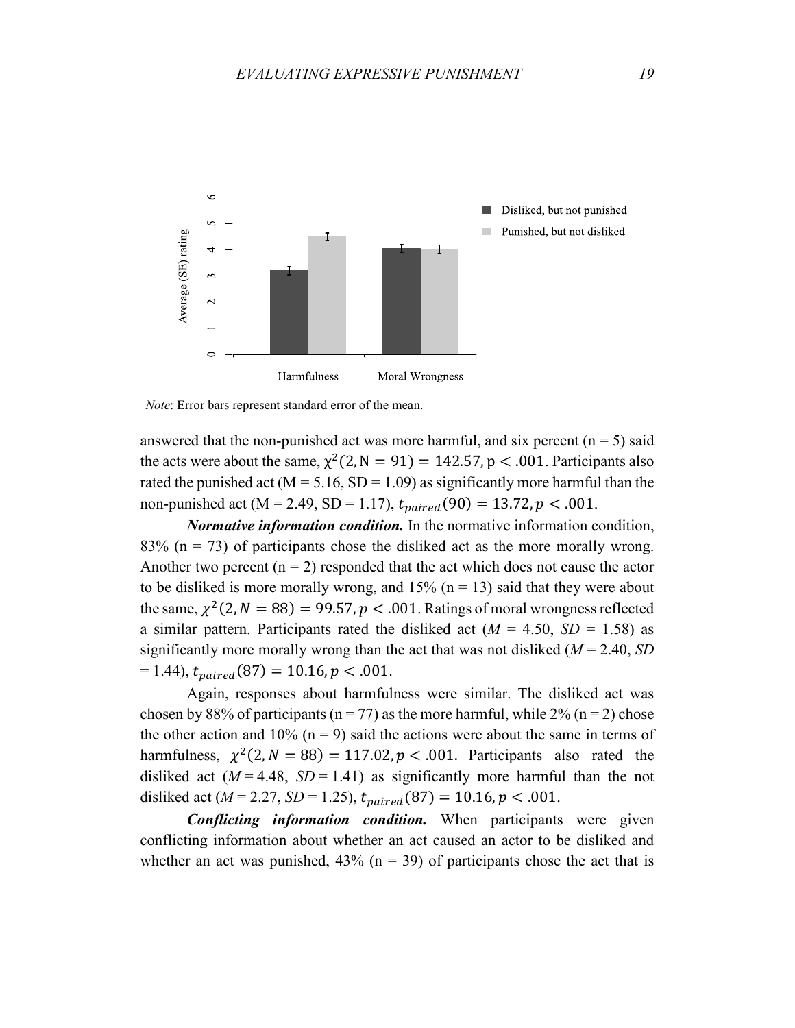*Note*: Error bars represent standard error of the mean.

answered that the non-punished act was more harmful, and six percent (n = 5) said the acts were about the same, $\chi^2(2, N = 91) = 142.57, p < .001$. Participants also rated the punished act (M = 5.16, SD = 1.09) as significantly more harmful than the non-punished act (M = 2.49, SD = 1.17), $t_{paired}(90) = 13.72, p < .001$.

***Normative information condition.*** In the normative information condition, 83% (n = 73) of participants chose the disliked act as the more morally wrong. Another two percent (n = 2) responded that the act which does not cause the actor to be disliked is more morally wrong, and 15% (n = 13) said that they were about the same, $\chi^2(2, N = 88) = 99.57, p < .001$. Ratings of moral wrongness reflected a similar pattern. Participants rated the disliked act (*M* = 4.50, *SD* = 1.58) as significantly more morally wrong than the act that was not disliked (*M* = 2.40, *SD* = 1.44), $t_{paired}(87) = 10.16, p < .001$.

Again, responses about harmfulness were similar. The disliked act was chosen by 88% of participants (n = 77) as the more harmful, while 2% (n = 2) chose the other action and 10% (n = 9) said the actions were about the same in terms of harmfulness, $\chi^2(2, N = 88) = 117.02, p < .001$. Participants also rated the disliked act (*M* = 4.48, *SD* = 1.41) as significantly more harmful than the not disliked act (*M* = 2.27, *SD* = 1.25), $t_{paired}(87) = 10.16, p < .001$.

***Conflicting information condition.*** When participants were given conflicting information about whether an act caused an actor to be disliked and whether an act was punished, 43% (n = 39) of participants chose the act that is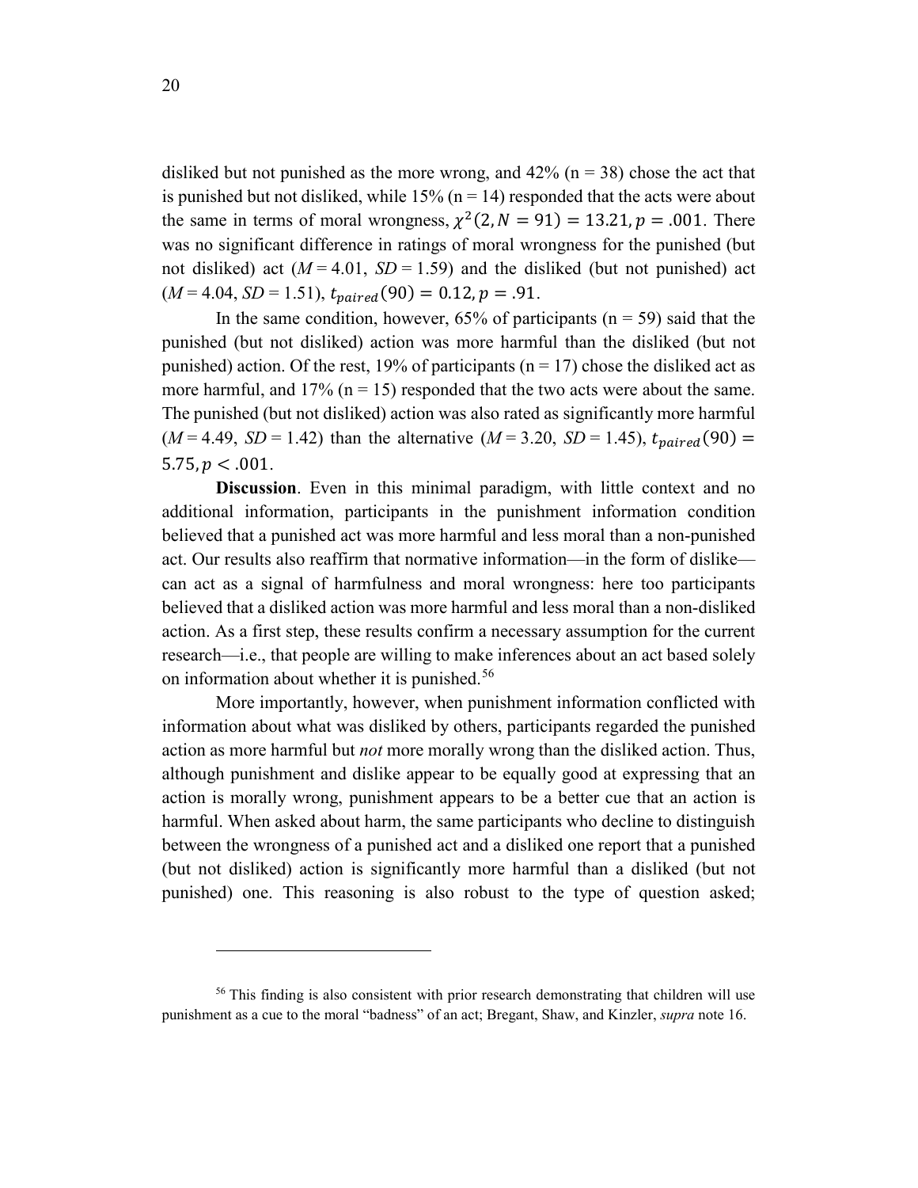disliked but not punished as the more wrong, and 42% (n = 38) chose the act that is punished but not disliked, while 15% (n = 14) responded that the acts were about the same in terms of moral wrongness, $\chi^2(2, N = 91) = 13.21, p = .001$. There was no significant difference in ratings of moral wrongness for the punished (but not disliked) act ($M$ = 4.01, $SD$ = 1.59) and the disliked (but not punished) act ($M$ = 4.04, $SD$ = 1.51), $t_{paired}(90) = 0.12, p = .91$.

In the same condition, however, 65% of participants (n = 59) said that the punished (but not disliked) action was more harmful than the disliked (but not punished) action. Of the rest, 19% of participants (n = 17) chose the disliked act as more harmful, and 17% (n = 15) responded that the two acts were about the same. The punished (but not disliked) action was also rated as significantly more harmful ($M$ = 4.49, $SD$ = 1.42) than the alternative ($M$ = 3.20, $SD$ = 1.45), $t_{paired}(90) = 5.75, p < .001$.

**Discussion**. Even in this minimal paradigm, with little context and no additional information, participants in the punishment information condition believed that a punished act was more harmful and less moral than a non-punished act. Our results also reaffirm that normative information—in the form of dislike—can act as a signal of harmfulness and moral wrongness: here too participants believed that a disliked action was more harmful and less moral than a non-disliked action. As a first step, these results confirm a necessary assumption for the current research—i.e., that people are willing to make inferences about an act based solely on information about whether it is punished.[56]

More importantly, however, when punishment information conflicted with information about what was disliked by others, participants regarded the punished action as more harmful but *not* more morally wrong than the disliked action. Thus, although punishment and dislike appear to be equally good at expressing that an action is morally wrong, punishment appears to be a better cue that an action is harmful. When asked about harm, the same participants who decline to distinguish between the wrongness of a punished act and a disliked one report that a punished (but not disliked) action is significantly more harmful than a disliked (but not punished) one. This reasoning is also robust to the type of question asked;

---

[56] This finding is also consistent with prior research demonstrating that children will use punishment as a cue to the moral "badness" of an act; Bregant, Shaw, and Kinzler, *supra* note 16.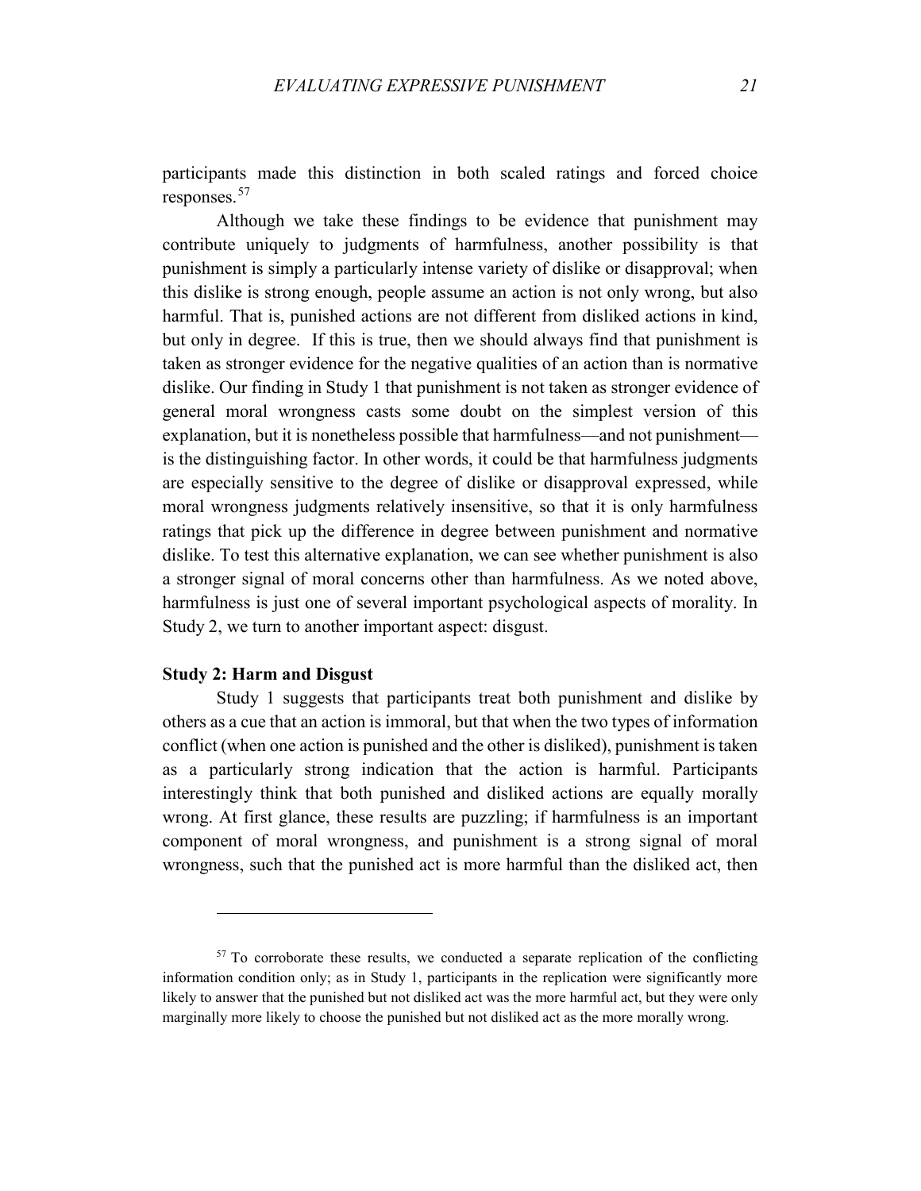participants made this distinction in both scaled ratings and forced choice responses.[57]

Although we take these findings to be evidence that punishment may contribute uniquely to judgments of harmfulness, another possibility is that punishment is simply a particularly intense variety of dislike or disapproval; when this dislike is strong enough, people assume an action is not only wrong, but also harmful. That is, punished actions are not different from disliked actions in kind, but only in degree. If this is true, then we should always find that punishment is taken as stronger evidence for the negative qualities of an action than is normative dislike. Our finding in Study 1 that punishment is not taken as stronger evidence of general moral wrongness casts some doubt on the simplest version of this explanation, but it is nonetheless possible that harmfulness—and not punishment—is the distinguishing factor. In other words, it could be that harmfulness judgments are especially sensitive to the degree of dislike or disapproval expressed, while moral wrongness judgments relatively insensitive, so that it is only harmfulness ratings that pick up the difference in degree between punishment and normative dislike. To test this alternative explanation, we can see whether punishment is also a stronger signal of moral concerns other than harmfulness. As we noted above, harmfulness is just one of several important psychological aspects of morality. In Study 2, we turn to another important aspect: disgust.

**Study 2: Harm and Disgust**

Study 1 suggests that participants treat both punishment and dislike by others as a cue that an action is immoral, but that when the two types of information conflict (when one action is punished and the other is disliked), punishment is taken as a particularly strong indication that the action is harmful. Participants interestingly think that both punished and disliked actions are equally morally wrong. At first glance, these results are puzzling; if harmfulness is an important component of moral wrongness, and punishment is a strong signal of moral wrongness, such that the punished act is more harmful than the disliked act, then

[57] To corroborate these results, we conducted a separate replication of the conflicting information condition only; as in Study 1, participants in the replication were significantly more likely to answer that the punished but not disliked act was the more harmful act, but they were only marginally more likely to choose the punished but not disliked act as the more morally wrong.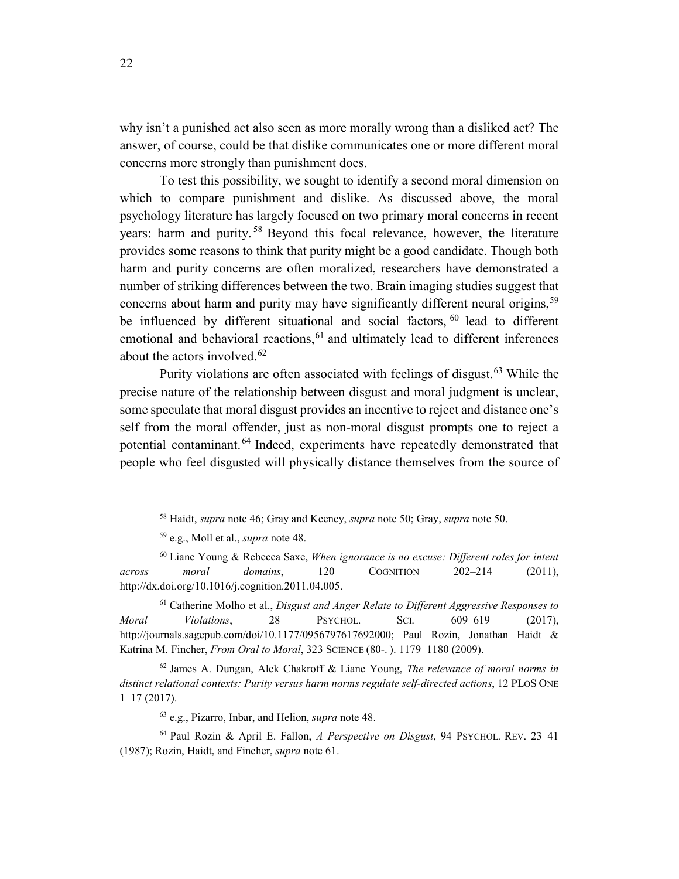why isn't a punished act also seen as more morally wrong than a disliked act? The answer, of course, could be that dislike communicates one or more different moral concerns more strongly than punishment does.

To test this possibility, we sought to identify a second moral dimension on which to compare punishment and dislike. As discussed above, the moral psychology literature has largely focused on two primary moral concerns in recent years: harm and purity.[58] Beyond this focal relevance, however, the literature provides some reasons to think that purity might be a good candidate. Though both harm and purity concerns are often moralized, researchers have demonstrated a number of striking differences between the two. Brain imaging studies suggest that concerns about harm and purity may have significantly different neural origins,[59] be influenced by different situational and social factors,[60] lead to different emotional and behavioral reactions,[61] and ultimately lead to different inferences about the actors involved.[62]

Purity violations are often associated with feelings of disgust.[63] While the precise nature of the relationship between disgust and moral judgment is unclear, some speculate that moral disgust provides an incentive to reject and distance one's self from the moral offender, just as non-moral disgust prompts one to reject a potential contaminant.[64] Indeed, experiments have repeatedly demonstrated that people who feel disgusted will physically distance themselves from the source of

---

[58] Haidt, *supra* note 46; Gray and Keeney, *supra* note 50; Gray, *supra* note 50.

[59] e.g., Moll et al., *supra* note 48.

[60] Liane Young & Rebecca Saxe, *When ignorance is no excuse: Different roles for intent across moral domains*, 120 COGNITION 202–214 (2011), http://dx.doi.org/10.1016/j.cognition.2011.04.005.

[61] Catherine Molho et al., *Disgust and Anger Relate to Different Aggressive Responses to Moral Violations*, 28 PSYCHOL. SCI. 609–619 (2017), http://journals.sagepub.com/doi/10.1177/0956797617692000; Paul Rozin, Jonathan Haidt & Katrina M. Fincher, *From Oral to Moral*, 323 SCIENCE (80-. ). 1179–1180 (2009).

[62] James A. Dungan, Alek Chakroff & Liane Young, *The relevance of moral norms in distinct relational contexts: Purity versus harm norms regulate self-directed actions*, 12 PLOS ONE 1–17 (2017).

[63] e.g., Pizarro, Inbar, and Helion, *supra* note 48.

[64] Paul Rozin & April E. Fallon, *A Perspective on Disgust*, 94 PSYCHOL. REV. 23–41 (1987); Rozin, Haidt, and Fincher, *supra* note 61.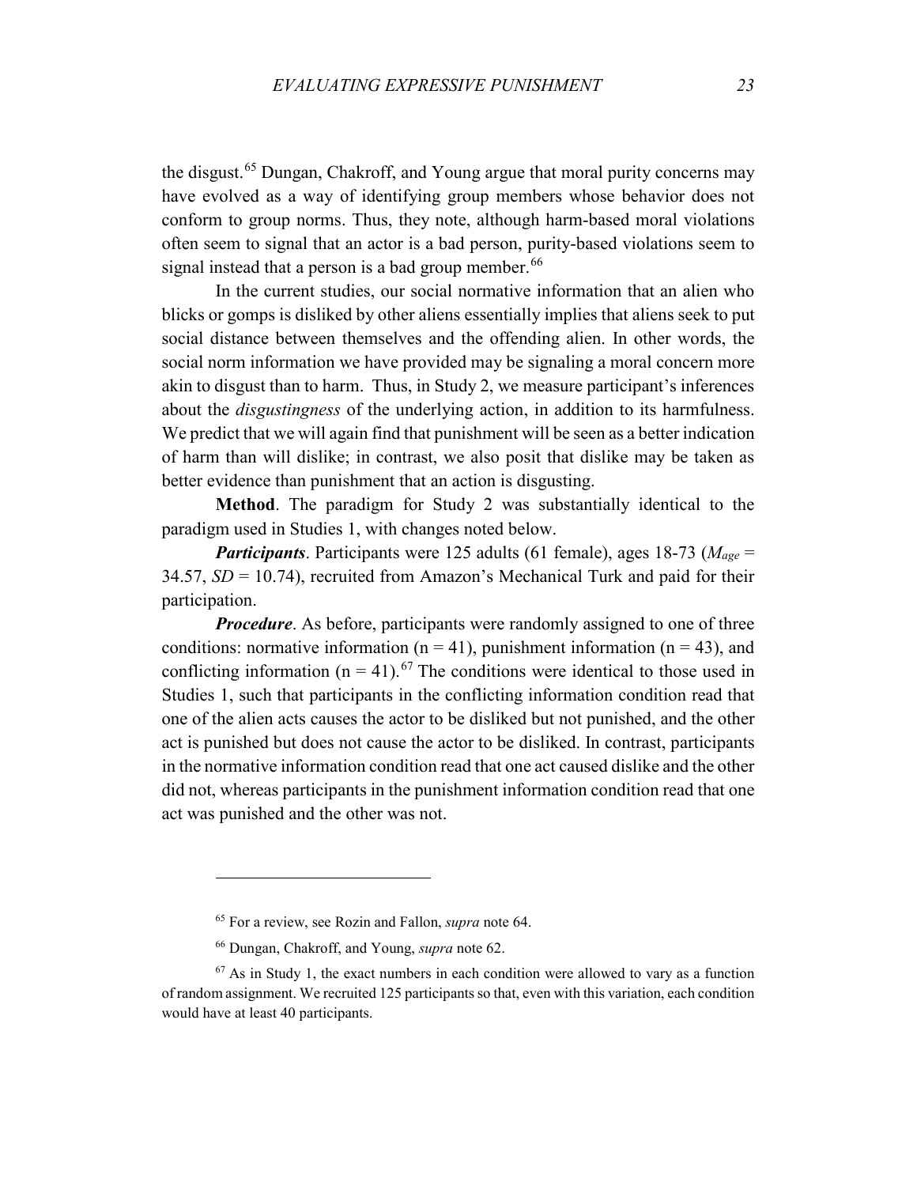the disgust.[65] Dungan, Chakroff, and Young argue that moral purity concerns may have evolved as a way of identifying group members whose behavior does not conform to group norms. Thus, they note, although harm-based moral violations often seem to signal that an actor is a bad person, purity-based violations seem to signal instead that a person is a bad group member.[66]

In the current studies, our social normative information that an alien who blicks or gomps is disliked by other aliens essentially implies that aliens seek to put social distance between themselves and the offending alien. In other words, the social norm information we have provided may be signaling a moral concern more akin to disgust than to harm. Thus, in Study 2, we measure participant's inferences about the *disgustingness* of the underlying action, in addition to its harmfulness. We predict that we will again find that punishment will be seen as a better indication of harm than will dislike; in contrast, we also posit that dislike may be taken as better evidence than punishment that an action is disgusting.

**Method**. The paradigm for Study 2 was substantially identical to the paradigm used in Studies 1, with changes noted below.

***Participants***. Participants were 125 adults (61 female), ages 18-73 ($M_{age}$ = 34.57, *SD* = 10.74), recruited from Amazon's Mechanical Turk and paid for their participation.

***Procedure***. As before, participants were randomly assigned to one of three conditions: normative information (n = 41), punishment information (n = 43), and conflicting information (n = 41).[67] The conditions were identical to those used in Studies 1, such that participants in the conflicting information condition read that one of the alien acts causes the actor to be disliked but not punished, and the other act is punished but does not cause the actor to be disliked. In contrast, participants in the normative information condition read that one act caused dislike and the other did not, whereas participants in the punishment information condition read that one act was punished and the other was not.

---

[65] For a review, see Rozin and Fallon, *supra* note 64.

[66] Dungan, Chakroff, and Young, *supra* note 62.

[67] As in Study 1, the exact numbers in each condition were allowed to vary as a function of random assignment. We recruited 125 participants so that, even with this variation, each condition would have at least 40 participants.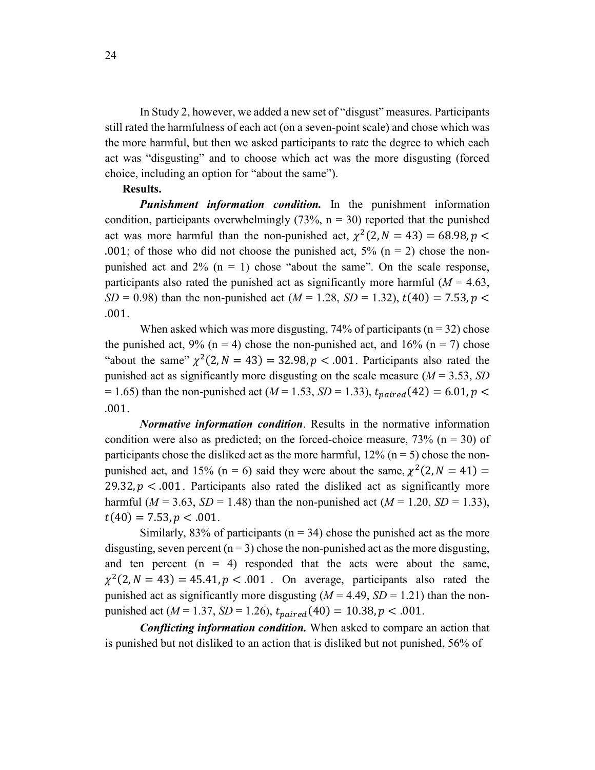In Study 2, however, we added a new set of “disgust” measures. Participants still rated the harmfulness of each act (on a seven-point scale) and chose which was the more harmful, but then we asked participants to rate the degree to which each act was “disgusting” and to choose which act was the more disgusting (forced choice, including an option for “about the same”).

**Results.**

***Punishment information condition.*** In the punishment information condition, participants overwhelmingly (73%, n = 30) reported that the punished act was more harmful than the non-punished act, $\chi^2(2, N = 43) = 68.98, p < .001$; of those who did not choose the punished act, 5% (n = 2) chose the non-punished act and 2% (n = 1) chose “about the same”. On the scale response, participants also rated the punished act as significantly more harmful (*M* = 4.63, *SD* = 0.98) than the non-punished act (*M* = 1.28, *SD* = 1.32), $t(40) = 7.53, p < .001$.

When asked which was more disgusting, 74% of participants (n = 32) chose the punished act, 9% (n = 4) chose the non-punished act, and 16% (n = 7) chose “about the same” $\chi^2(2, N = 43) = 32.98, p < .001$. Participants also rated the punished act as significantly more disgusting on the scale measure (*M* = 3.53, *SD* = 1.65) than the non-punished act (*M* = 1.53, *SD* = 1.33), $t_{paired}(42) = 6.01, p < .001$.

***Normative information condition***. Results in the normative information condition were also as predicted; on the forced-choice measure, 73% (n = 30) of participants chose the disliked act as the more harmful, 12% (n = 5) chose the non-punished act, and 15% (n = 6) said they were about the same, $\chi^2(2, N = 41) = 29.32, p < .001$. Participants also rated the disliked act as significantly more harmful (*M* = 3.63, *SD* = 1.48) than the non-punished act (*M* = 1.20, *SD* = 1.33), $t(40) = 7.53, p < .001$.

Similarly, 83% of participants (n = 34) chose the punished act as the more disgusting, seven percent (n = 3) chose the non-punished act as the more disgusting, and ten percent (n = 4) responded that the acts were about the same, $\chi^2(2, N = 43) = 45.41, p < .001$. On average, participants also rated the punished act as significantly more disgusting (*M* = 4.49, *SD* = 1.21) than the non-punished act (*M* = 1.37, *SD* = 1.26), $t_{paired}(40) = 10.38, p < .001$.

***Conflicting information condition.*** When asked to compare an action that is punished but not disliked to an action that is disliked but not punished, 56% of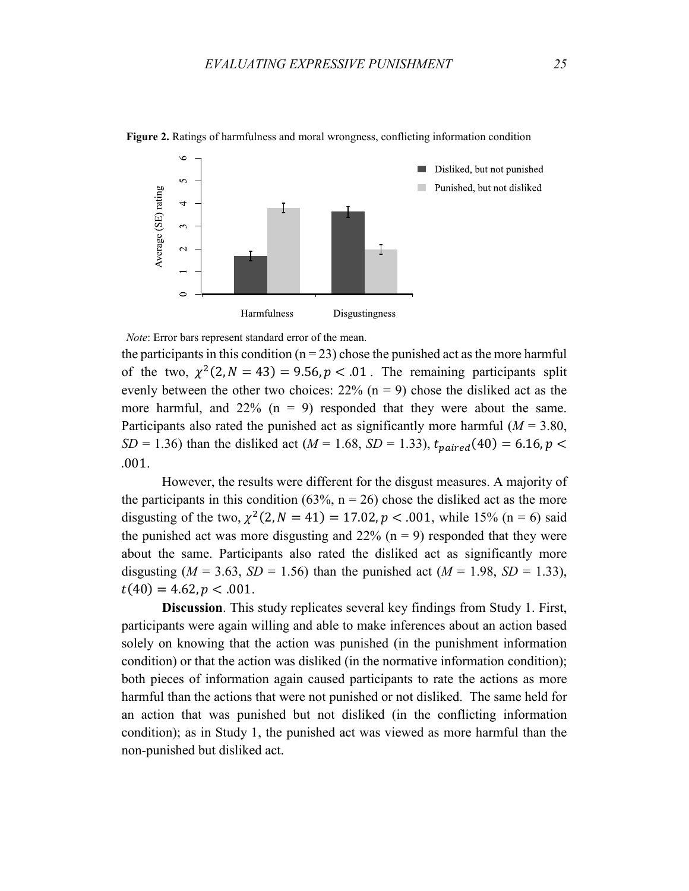**Figure 2.** Ratings of harmfulness and moral wrongness, conflicting information condition

*Note*: Error bars represent standard error of the mean.

the participants in this condition (n = 23) chose the punished act as the more harmful of the two, $\chi^2(2, N = 43) = 9.56, p < .01$. The remaining participants split evenly between the other two choices: 22% (n = 9) chose the disliked act as the more harmful, and 22% (n = 9) responded that they were about the same. Participants also rated the punished act as significantly more harmful (*M* = 3.80, *SD* = 1.36) than the disliked act (*M* = 1.68, *SD* = 1.33), $t_{paired}(40) = 6.16, p < .001$.

However, the results were different for the disgust measures. A majority of the participants in this condition (63%, n = 26) chose the disliked act as the more disgusting of the two, $\chi^2(2, N = 41) = 17.02, p < .001$, while 15% (n = 6) said the punished act was more disgusting and 22% (n = 9) responded that they were about the same. Participants also rated the disliked act as significantly more disgusting (*M* = 3.63, *SD* = 1.56) than the punished act (*M* = 1.98, *SD* = 1.33), $t(40) = 4.62, p < .001$.

**Discussion**. This study replicates several key findings from Study 1. First, participants were again willing and able to make inferences about an action based solely on knowing that the action was punished (in the punishment information condition) or that the action was disliked (in the normative information condition); both pieces of information again caused participants to rate the actions as more harmful than the actions that were not punished or not disliked. The same held for an action that was punished but not disliked (in the conflicting information condition); as in Study 1, the punished act was viewed as more harmful than the non-punished but disliked act.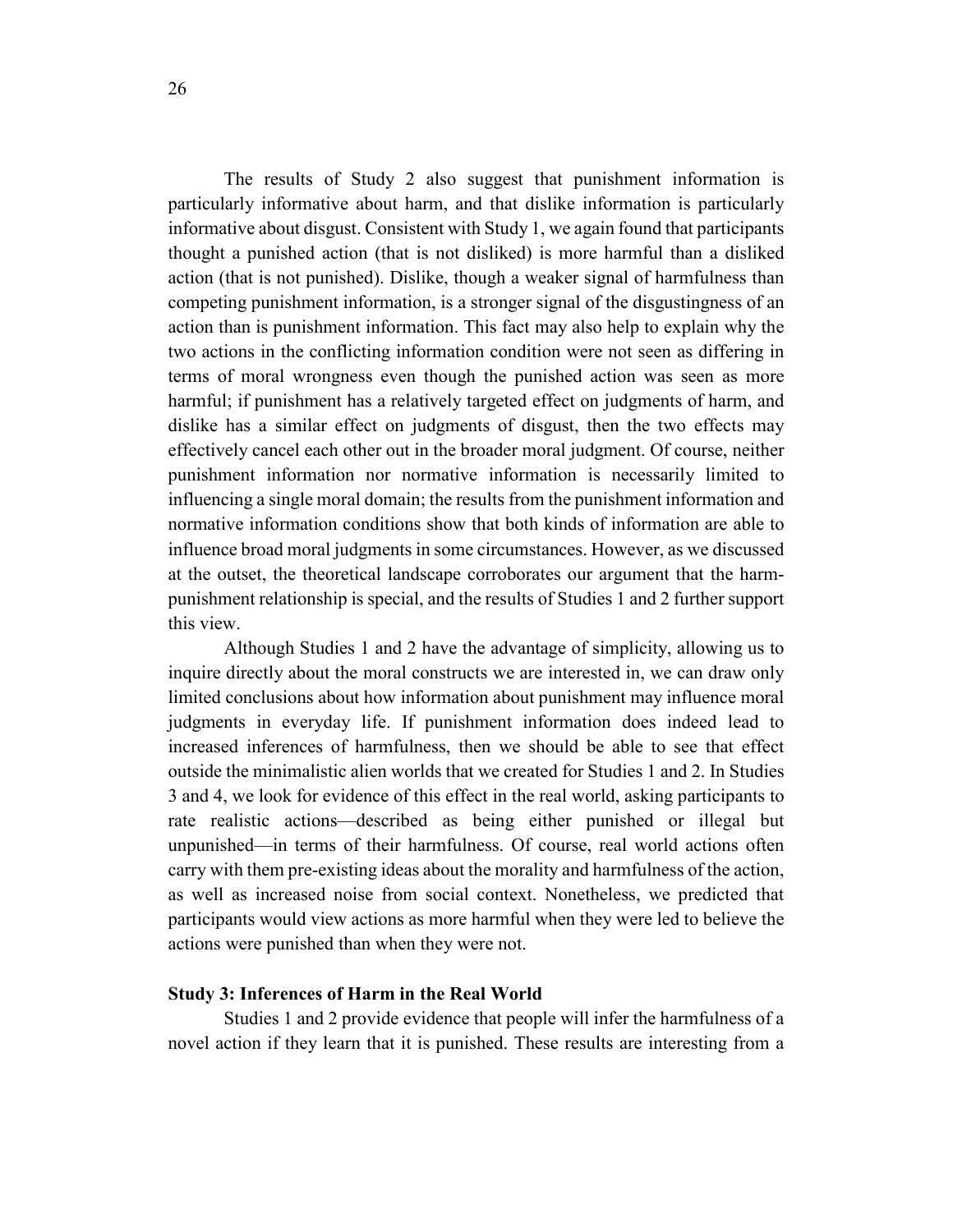The results of Study 2 also suggest that punishment information is particularly informative about harm, and that dislike information is particularly informative about disgust. Consistent with Study 1, we again found that participants thought a punished action (that is not disliked) is more harmful than a disliked action (that is not punished). Dislike, though a weaker signal of harmfulness than competing punishment information, is a stronger signal of the disgustingness of an action than is punishment information. This fact may also help to explain why the two actions in the conflicting information condition were not seen as differing in terms of moral wrongness even though the punished action was seen as more harmful; if punishment has a relatively targeted effect on judgments of harm, and dislike has a similar effect on judgments of disgust, then the two effects may effectively cancel each other out in the broader moral judgment. Of course, neither punishment information nor normative information is necessarily limited to influencing a single moral domain; the results from the punishment information and normative information conditions show that both kinds of information are able to influence broad moral judgments in some circumstances. However, as we discussed at the outset, the theoretical landscape corroborates our argument that the harm-punishment relationship is special, and the results of Studies 1 and 2 further support this view.

Although Studies 1 and 2 have the advantage of simplicity, allowing us to inquire directly about the moral constructs we are interested in, we can draw only limited conclusions about how information about punishment may influence moral judgments in everyday life. If punishment information does indeed lead to increased inferences of harmfulness, then we should be able to see that effect outside the minimalistic alien worlds that we created for Studies 1 and 2. In Studies 3 and 4, we look for evidence of this effect in the real world, asking participants to rate realistic actions—described as being either punished or illegal but unpunished—in terms of their harmfulness. Of course, real world actions often carry with them pre-existing ideas about the morality and harmfulness of the action, as well as increased noise from social context. Nonetheless, we predicted that participants would view actions as more harmful when they were led to believe the actions were punished than when they were not.

**Study 3: Inferences of Harm in the Real World**

Studies 1 and 2 provide evidence that people will infer the harmfulness of a novel action if they learn that it is punished. These results are interesting from a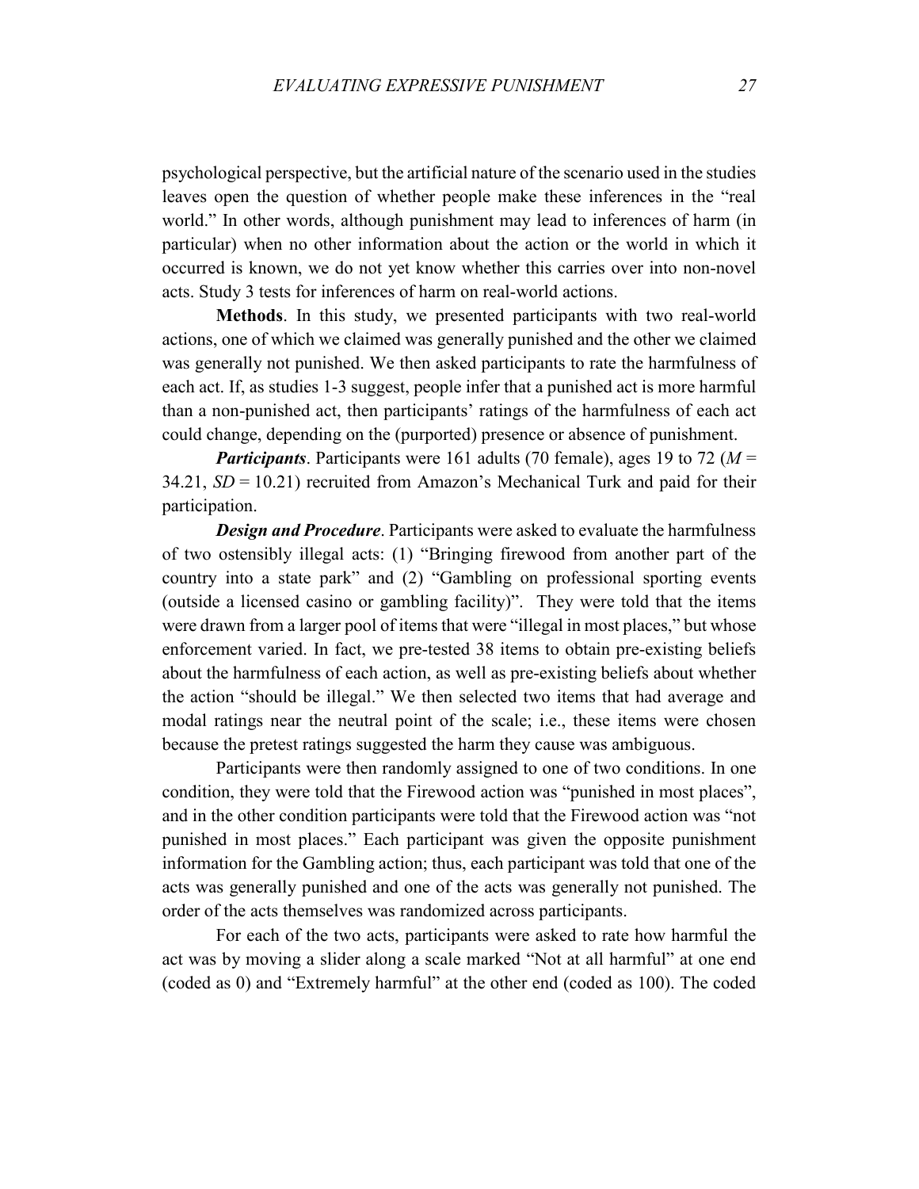psychological perspective, but the artificial nature of the scenario used in the studies leaves open the question of whether people make these inferences in the "real world." In other words, although punishment may lead to inferences of harm (in particular) when no other information about the action or the world in which it occurred is known, we do not yet know whether this carries over into non-novel acts. Study 3 tests for inferences of harm on real-world actions.

**Methods**. In this study, we presented participants with two real-world actions, one of which we claimed was generally punished and the other we claimed was generally not punished. We then asked participants to rate the harmfulness of each act. If, as studies 1-3 suggest, people infer that a punished act is more harmful than a non-punished act, then participants' ratings of the harmfulness of each act could change, depending on the (purported) presence or absence of punishment.

***Participants***. Participants were 161 adults (70 female), ages 19 to 72 ($M$ = 34.21, $SD$ = 10.21) recruited from Amazon's Mechanical Turk and paid for their participation.

***Design and Procedure***. Participants were asked to evaluate the harmfulness of two ostensibly illegal acts: (1) "Bringing firewood from another part of the country into a state park" and (2) "Gambling on professional sporting events (outside a licensed casino or gambling facility)". They were told that the items were drawn from a larger pool of items that were "illegal in most places," but whose enforcement varied. In fact, we pre-tested 38 items to obtain pre-existing beliefs about the harmfulness of each action, as well as pre-existing beliefs about whether the action "should be illegal." We then selected two items that had average and modal ratings near the neutral point of the scale; i.e., these items were chosen because the pretest ratings suggested the harm they cause was ambiguous.

Participants were then randomly assigned to one of two conditions. In one condition, they were told that the Firewood action was "punished in most places", and in the other condition participants were told that the Firewood action was "not punished in most places." Each participant was given the opposite punishment information for the Gambling action; thus, each participant was told that one of the acts was generally punished and one of the acts was generally not punished. The order of the acts themselves was randomized across participants.

For each of the two acts, participants were asked to rate how harmful the act was by moving a slider along a scale marked "Not at all harmful" at one end (coded as 0) and "Extremely harmful" at the other end (coded as 100). The coded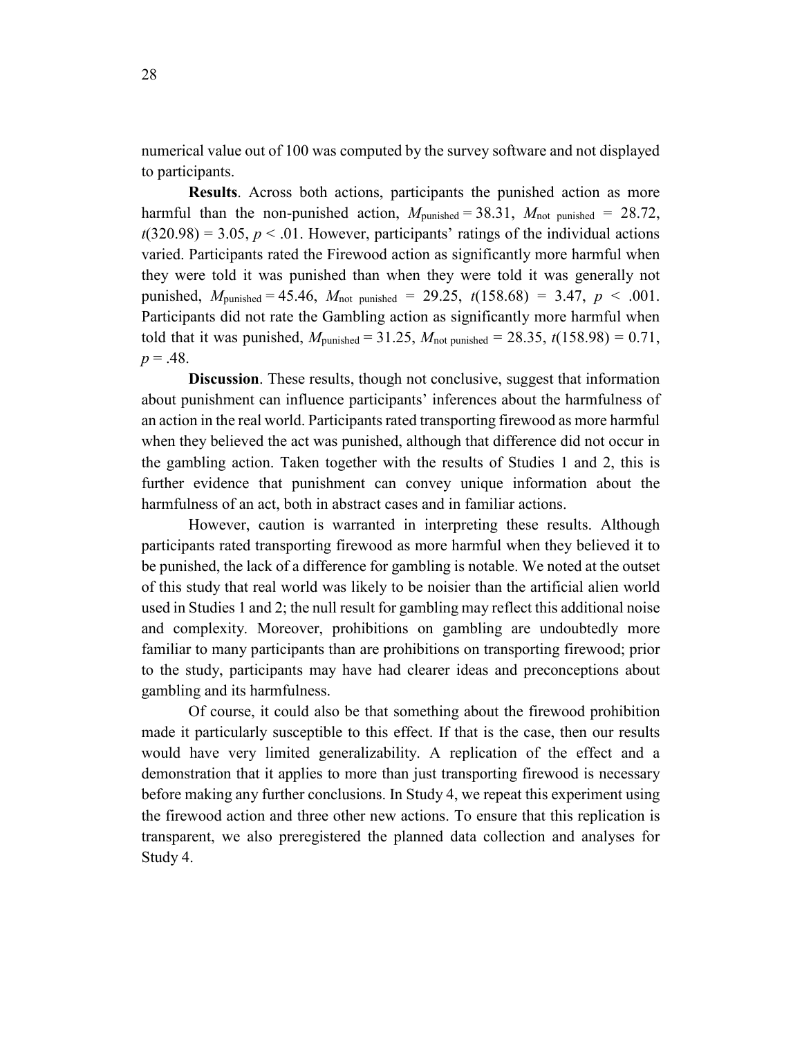numerical value out of 100 was computed by the survey software and not displayed to participants.

**Results**. Across both actions, participants the punished action as more harmful than the non-punished action, $M_{\text{punished}} = 38.31$, $M_{\text{not punished}} = 28.72$, $t(320.98) = 3.05$, $p < .01$. However, participants' ratings of the individual actions varied. Participants rated the Firewood action as significantly more harmful when they were told it was punished than when they were told it was generally not punished, $M_{\text{punished}} = 45.46$, $M_{\text{not punished}} = 29.25$, $t(158.68) = 3.47$, $p < .001$. Participants did not rate the Gambling action as significantly more harmful when told that it was punished, $M_{\text{punished}} = 31.25$, $M_{\text{not punished}} = 28.35$, $t(158.98) = 0.71$, $p = .48$.

**Discussion**. These results, though not conclusive, suggest that information about punishment can influence participants' inferences about the harmfulness of an action in the real world. Participants rated transporting firewood as more harmful when they believed the act was punished, although that difference did not occur in the gambling action. Taken together with the results of Studies 1 and 2, this is further evidence that punishment can convey unique information about the harmfulness of an act, both in abstract cases and in familiar actions.

However, caution is warranted in interpreting these results. Although participants rated transporting firewood as more harmful when they believed it to be punished, the lack of a difference for gambling is notable. We noted at the outset of this study that real world was likely to be noisier than the artificial alien world used in Studies 1 and 2; the null result for gambling may reflect this additional noise and complexity. Moreover, prohibitions on gambling are undoubtedly more familiar to many participants than are prohibitions on transporting firewood; prior to the study, participants may have had clearer ideas and preconceptions about gambling and its harmfulness.

Of course, it could also be that something about the firewood prohibition made it particularly susceptible to this effect. If that is the case, then our results would have very limited generalizability. A replication of the effect and a demonstration that it applies to more than just transporting firewood is necessary before making any further conclusions. In Study 4, we repeat this experiment using the firewood action and three other new actions. To ensure that this replication is transparent, we also preregistered the planned data collection and analyses for Study 4.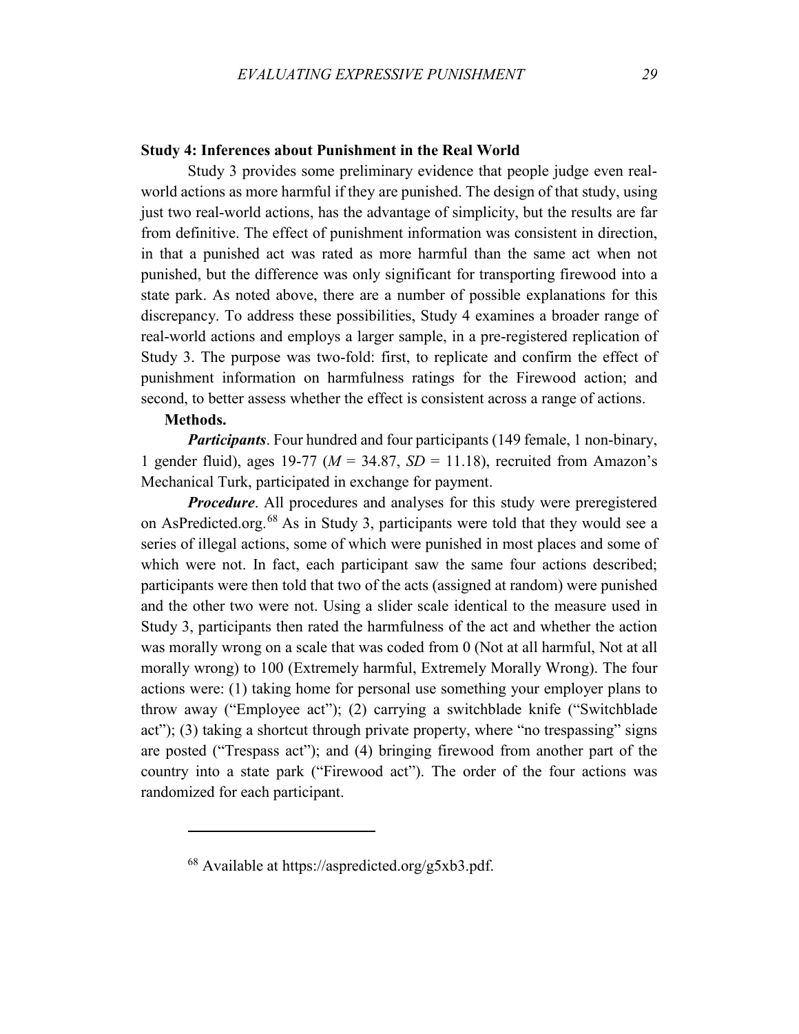### Study 4: Inferences about Punishment in the Real World

Study 3 provides some preliminary evidence that people judge even real-world actions as more harmful if they are punished. The design of that study, using just two real-world actions, has the advantage of simplicity, but the results are far from definitive. The effect of punishment information was consistent in direction, in that a punished act was rated as more harmful than the same act when not punished, but the difference was only significant for transporting firewood into a state park. As noted above, there are a number of possible explanations for this discrepancy. To address these possibilities, Study 4 examines a broader range of real-world actions and employs a larger sample, in a pre-registered replication of Study 3. The purpose was two-fold: first, to replicate and confirm the effect of punishment information on harmfulness ratings for the Firewood action; and second, to better assess whether the effect is consistent across a range of actions.

#### Methods.

***Participants***. Four hundred and four participants (149 female, 1 non-binary, 1 gender fluid), ages 19-77 ($M$ = 34.87, $SD$ = 11.18), recruited from Amazon's Mechanical Turk, participated in exchange for payment.

***Procedure***. All procedures and analyses for this study were preregistered on AsPredicted.org.[68] As in Study 3, participants were told that they would see a series of illegal actions, some of which were punished in most places and some of which were not. In fact, each participant saw the same four actions described; participants were then told that two of the acts (assigned at random) were punished and the other two were not. Using a slider scale identical to the measure used in Study 3, participants then rated the harmfulness of the act and whether the action was morally wrong on a scale that was coded from 0 (Not at all harmful, Not at all morally wrong) to 100 (Extremely harmful, Extremely Morally Wrong). The four actions were: (1) taking home for personal use something your employer plans to throw away ("Employee act"); (2) carrying a switchblade knife ("Switchblade act"); (3) taking a shortcut through private property, where "no trespassing" signs are posted ("Trespass act"); and (4) bringing firewood from another part of the country into a state park ("Firewood act"). The order of the four actions was randomized for each participant.

---

[68] Available at https://aspredicted.org/g5xb3.pdf.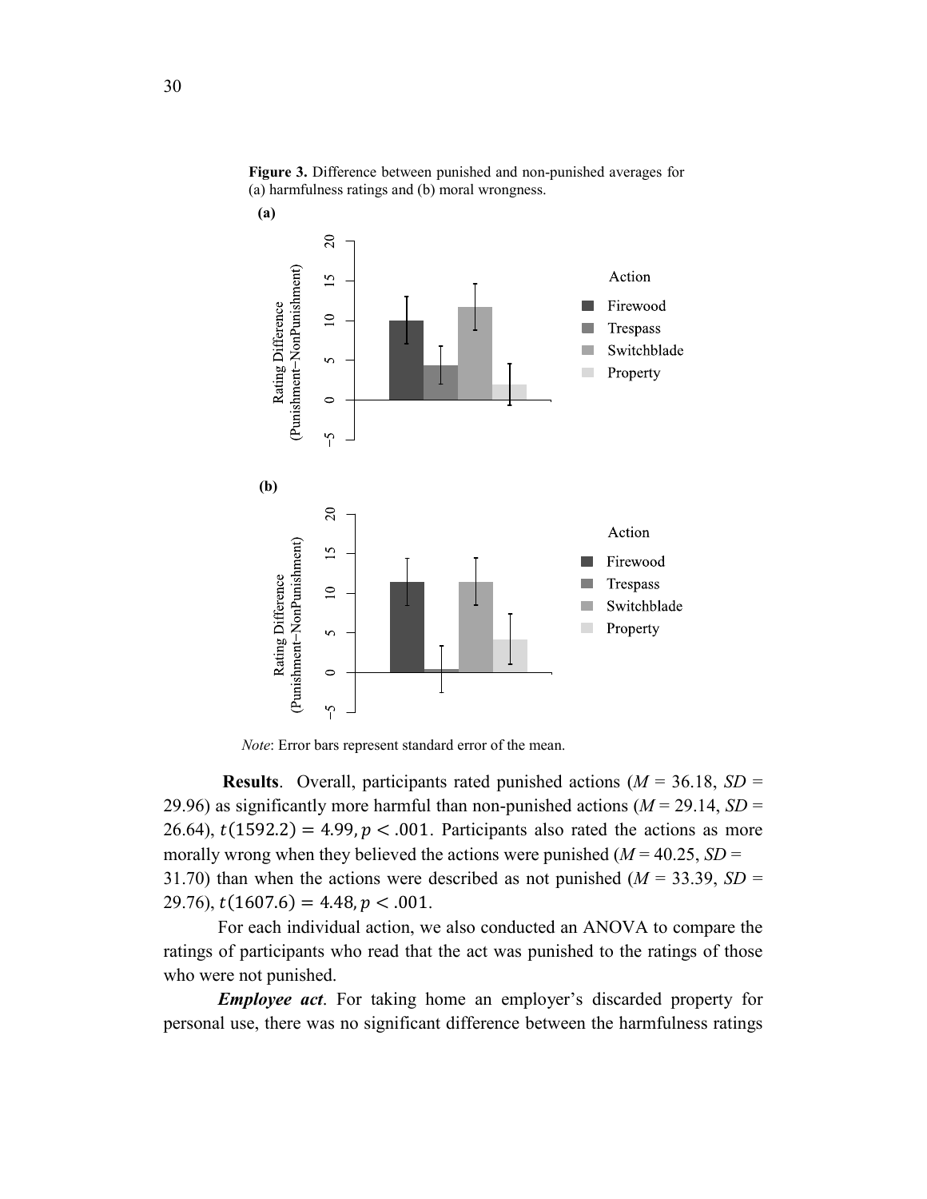**Figure 3.** Difference between punished and non-punished averages for (a) harmfulness ratings and (b) moral wrongness.

*Note*: Error bars represent standard error of the mean.

**Results**. Overall, participants rated punished actions (*M* = 36.18, *SD* = 29.96) as significantly more harmful than non-punished actions (*M* = 29.14, *SD* = 26.64), $t(1592.2) = 4.99, p < .001$. Participants also rated the actions as more morally wrong when they believed the actions were punished (*M* = 40.25, *SD* = 31.70) than when the actions were described as not punished (*M* = 33.39, *SD* = 29.76), $t(1607.6) = 4.48, p < .001$.

For each individual action, we also conducted an ANOVA to compare the ratings of participants who read that the act was punished to the ratings of those who were not punished.

***Employee act***. For taking home an employer's discarded property for personal use, there was no significant difference between the harmfulness ratings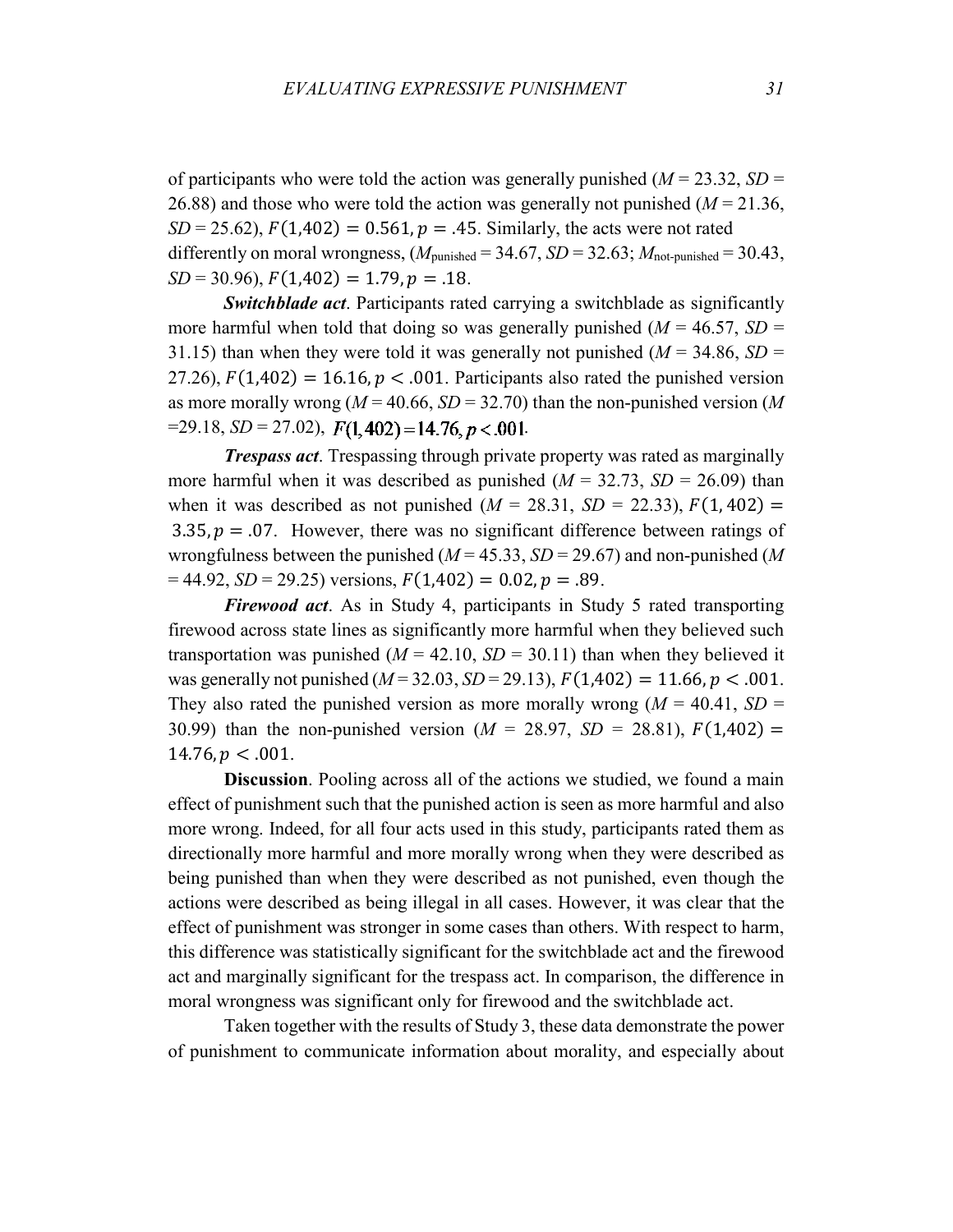of participants who were told the action was generally punished ($M$ = 23.32, $SD$ = 26.88) and those who were told the action was generally not punished ($M$ = 21.36, $SD$ = 25.62), $F(1{,}402) = 0.561, p = .45$. Similarly, the acts were not rated differently on moral wrongness, ($M_{\text{punished}}$ = 34.67, $SD$ = 32.63; $M_{\text{not-punished}}$ = 30.43, $SD$ = 30.96), $F(1{,}402) = 1.79, p = .18$.

***Switchblade act***. Participants rated carrying a switchblade as significantly more harmful when told that doing so was generally punished ($M$ = 46.57, $SD$ = 31.15) than when they were told it was generally not punished ($M$ = 34.86, $SD$ = 27.26), $F(1{,}402) = 16.16, p < .001$. Participants also rated the punished version as more morally wrong ($M$ = 40.66, $SD$ = 32.70) than the non-punished version ($M$ =29.18, $SD$ = 27.02), $F(1{,}402) = 14.76, p < .001$.

***Trespass act***. Trespassing through private property was rated as marginally more harmful when it was described as punished ($M$ = 32.73, $SD$ = 26.09) than when it was described as not punished ($M$ = 28.31, $SD$ = 22.33), $F(1, 402) = 3.35, p = .07$. However, there was no significant difference between ratings of wrongfulness between the punished ($M$ = 45.33, $SD$ = 29.67) and non-punished ($M$ = 44.92, $SD$ = 29.25) versions, $F(1{,}402) = 0.02, p = .89$.

***Firewood act***. As in Study 4, participants in Study 5 rated transporting firewood across state lines as significantly more harmful when they believed such transportation was punished ($M$ = 42.10, $SD$ = 30.11) than when they believed it was generally not punished ($M$ = 32.03, $SD$ = 29.13), $F(1{,}402) = 11.66, p < .001$. They also rated the punished version as more morally wrong ($M$ = 40.41, $SD$ = 30.99) than the non-punished version ($M$ = 28.97, $SD$ = 28.81), $F(1{,}402) = 14.76, p < .001$.

**Discussion**. Pooling across all of the actions we studied, we found a main effect of punishment such that the punished action is seen as more harmful and also more wrong. Indeed, for all four acts used in this study, participants rated them as directionally more harmful and more morally wrong when they were described as being punished than when they were described as not punished, even though the actions were described as being illegal in all cases. However, it was clear that the effect of punishment was stronger in some cases than others. With respect to harm, this difference was statistically significant for the switchblade act and the firewood act and marginally significant for the trespass act. In comparison, the difference in moral wrongness was significant only for firewood and the switchblade act.

Taken together with the results of Study 3, these data demonstrate the power of punishment to communicate information about morality, and especially about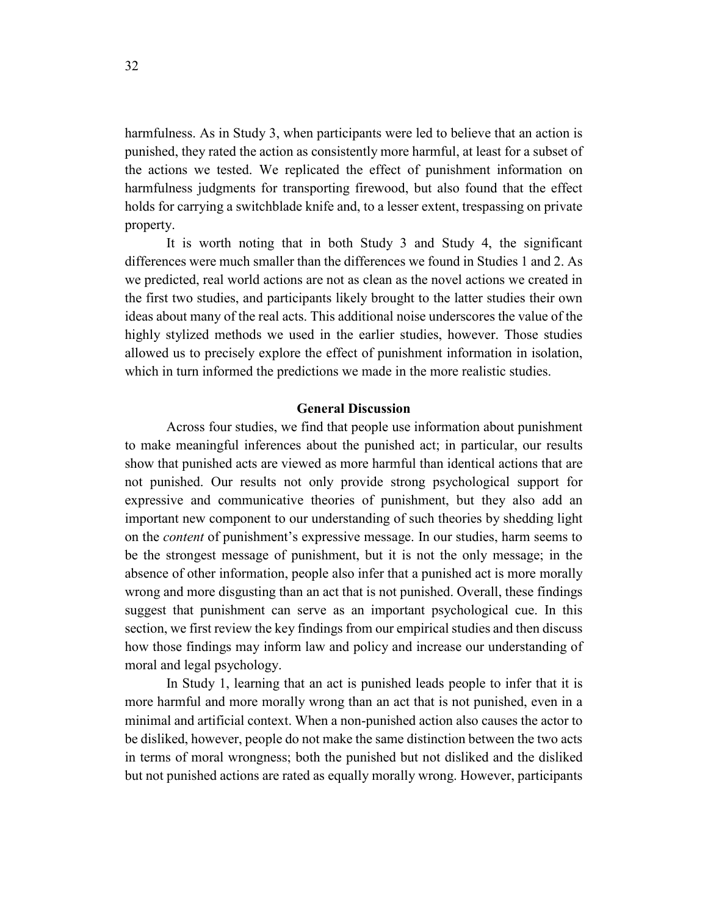harmfulness. As in Study 3, when participants were led to believe that an action is punished, they rated the action as consistently more harmful, at least for a subset of the actions we tested. We replicated the effect of punishment information on harmfulness judgments for transporting firewood, but also found that the effect holds for carrying a switchblade knife and, to a lesser extent, trespassing on private property.

It is worth noting that in both Study 3 and Study 4, the significant differences were much smaller than the differences we found in Studies 1 and 2. As we predicted, real world actions are not as clean as the novel actions we created in the first two studies, and participants likely brought to the latter studies their own ideas about many of the real acts. This additional noise underscores the value of the highly stylized methods we used in the earlier studies, however. Those studies allowed us to precisely explore the effect of punishment information in isolation, which in turn informed the predictions we made in the more realistic studies.

## General Discussion

Across four studies, we find that people use information about punishment to make meaningful inferences about the punished act; in particular, our results show that punished acts are viewed as more harmful than identical actions that are not punished. Our results not only provide strong psychological support for expressive and communicative theories of punishment, but they also add an important new component to our understanding of such theories by shedding light on the *content* of punishment's expressive message. In our studies, harm seems to be the strongest message of punishment, but it is not the only message; in the absence of other information, people also infer that a punished act is more morally wrong and more disgusting than an act that is not punished. Overall, these findings suggest that punishment can serve as an important psychological cue. In this section, we first review the key findings from our empirical studies and then discuss how those findings may inform law and policy and increase our understanding of moral and legal psychology.

In Study 1, learning that an act is punished leads people to infer that it is more harmful and more morally wrong than an act that is not punished, even in a minimal and artificial context. When a non-punished action also causes the actor to be disliked, however, people do not make the same distinction between the two acts in terms of moral wrongness; both the punished but not disliked and the disliked but not punished actions are rated as equally morally wrong. However, participants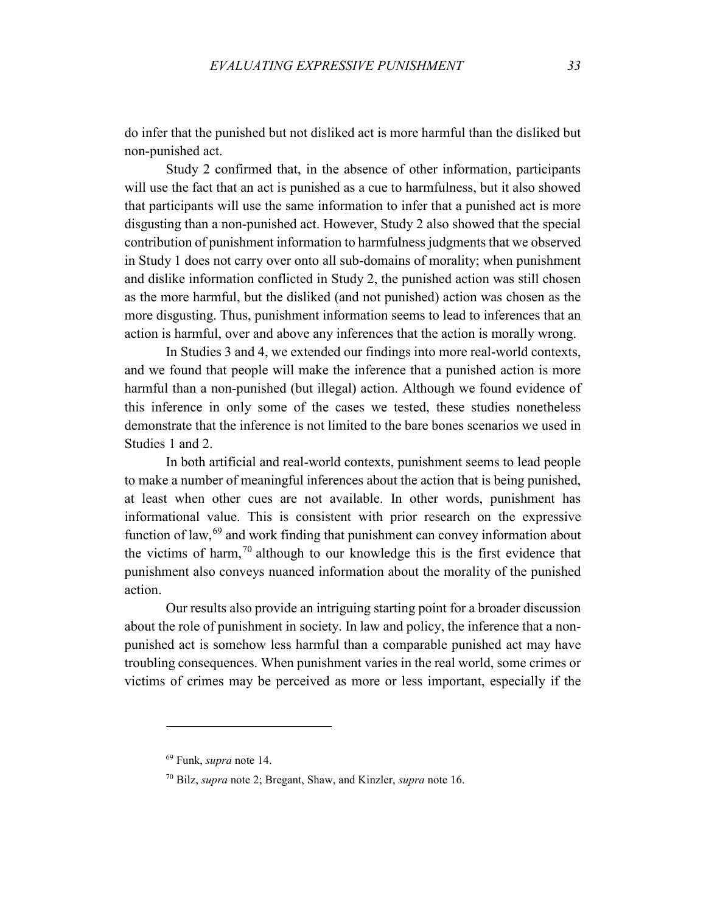do infer that the punished but not disliked act is more harmful than the disliked but non-punished act.

Study 2 confirmed that, in the absence of other information, participants will use the fact that an act is punished as a cue to harmfulness, but it also showed that participants will use the same information to infer that a punished act is more disgusting than a non-punished act. However, Study 2 also showed that the special contribution of punishment information to harmfulness judgments that we observed in Study 1 does not carry over onto all sub-domains of morality; when punishment and dislike information conflicted in Study 2, the punished action was still chosen as the more harmful, but the disliked (and not punished) action was chosen as the more disgusting. Thus, punishment information seems to lead to inferences that an action is harmful, over and above any inferences that the action is morally wrong.

In Studies 3 and 4, we extended our findings into more real-world contexts, and we found that people will make the inference that a punished action is more harmful than a non-punished (but illegal) action. Although we found evidence of this inference in only some of the cases we tested, these studies nonetheless demonstrate that the inference is not limited to the bare bones scenarios we used in Studies 1 and 2.

In both artificial and real-world contexts, punishment seems to lead people to make a number of meaningful inferences about the action that is being punished, at least when other cues are not available. In other words, punishment has informational value. This is consistent with prior research on the expressive function of law,[69] and work finding that punishment can convey information about the victims of harm,[70] although to our knowledge this is the first evidence that punishment also conveys nuanced information about the morality of the punished action.

Our results also provide an intriguing starting point for a broader discussion about the role of punishment in society. In law and policy, the inference that a non-punished act is somehow less harmful than a comparable punished act may have troubling consequences. When punishment varies in the real world, some crimes or victims of crimes may be perceived as more or less important, especially if the

---

[69] Funk, *supra* note 14.

[70] Bilz, *supra* note 2; Bregant, Shaw, and Kinzler, *supra* note 16.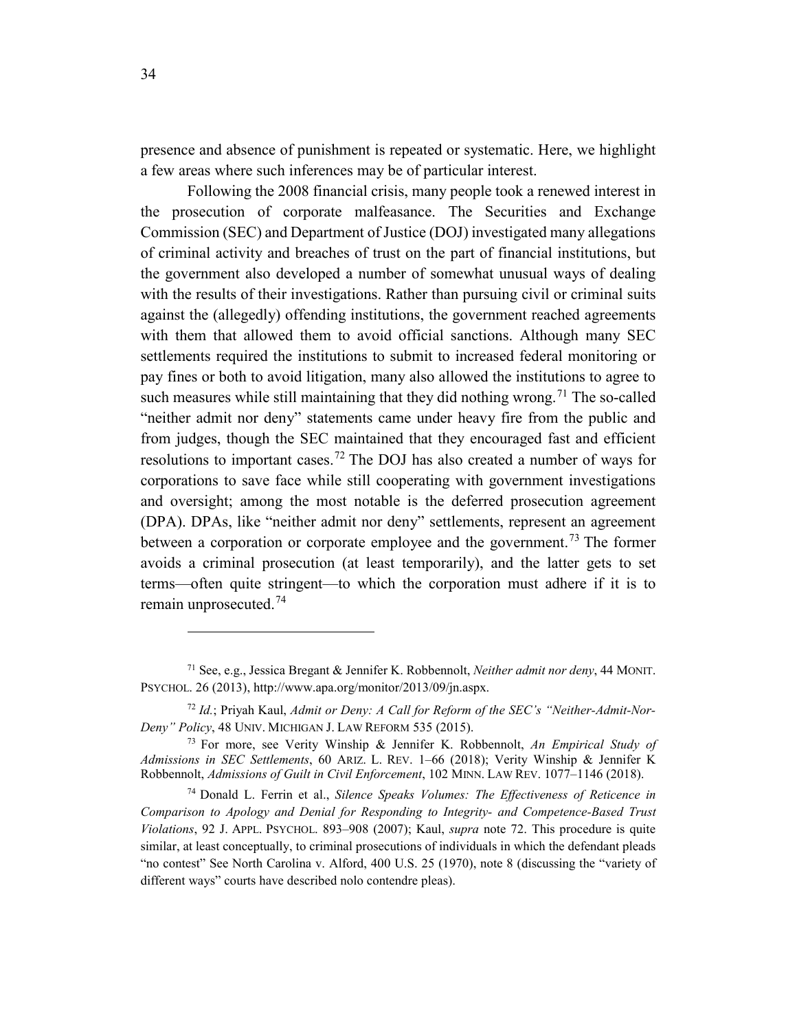presence and absence of punishment is repeated or systematic. Here, we highlight a few areas where such inferences may be of particular interest.

Following the 2008 financial crisis, many people took a renewed interest in the prosecution of corporate malfeasance. The Securities and Exchange Commission (SEC) and Department of Justice (DOJ) investigated many allegations of criminal activity and breaches of trust on the part of financial institutions, but the government also developed a number of somewhat unusual ways of dealing with the results of their investigations. Rather than pursuing civil or criminal suits against the (allegedly) offending institutions, the government reached agreements with them that allowed them to avoid official sanctions. Although many SEC settlements required the institutions to submit to increased federal monitoring or pay fines or both to avoid litigation, many also allowed the institutions to agree to such measures while still maintaining that they did nothing wrong.[71] The so-called "neither admit nor deny" statements came under heavy fire from the public and from judges, though the SEC maintained that they encouraged fast and efficient resolutions to important cases.[72] The DOJ has also created a number of ways for corporations to save face while still cooperating with government investigations and oversight; among the most notable is the deferred prosecution agreement (DPA). DPAs, like "neither admit nor deny" settlements, represent an agreement between a corporation or corporate employee and the government.[73] The former avoids a criminal prosecution (at least temporarily), and the latter gets to set terms—often quite stringent—to which the corporation must adhere if it is to remain unprosecuted.[74]

---

[71] See, e.g., Jessica Bregant & Jennifer K. Robbennolt, *Neither admit nor deny*, 44 MONIT. PSYCHOL. 26 (2013), http://www.apa.org/monitor/2013/09/jn.aspx.

[72] *Id.*; Priyah Kaul, *Admit or Deny: A Call for Reform of the SEC's "Neither-Admit-Nor-Deny" Policy*, 48 UNIV. MICHIGAN J. LAW REFORM 535 (2015).

[73] For more, see Verity Winship & Jennifer K. Robbennolt, *An Empirical Study of Admissions in SEC Settlements*, 60 ARIZ. L. REV. 1–66 (2018); Verity Winship & Jennifer K Robbennolt, *Admissions of Guilt in Civil Enforcement*, 102 MINN. LAW REV. 1077–1146 (2018).

[74] Donald L. Ferrin et al., *Silence Speaks Volumes: The Effectiveness of Reticence in Comparison to Apology and Denial for Responding to Integrity- and Competence-Based Trust Violations*, 92 J. APPL. PSYCHOL. 893–908 (2007); Kaul, *supra* note 72. This procedure is quite similar, at least conceptually, to criminal prosecutions of individuals in which the defendant pleads "no contest" See North Carolina v. Alford, 400 U.S. 25 (1970), note 8 (discussing the "variety of different ways" courts have described nolo contendre pleas).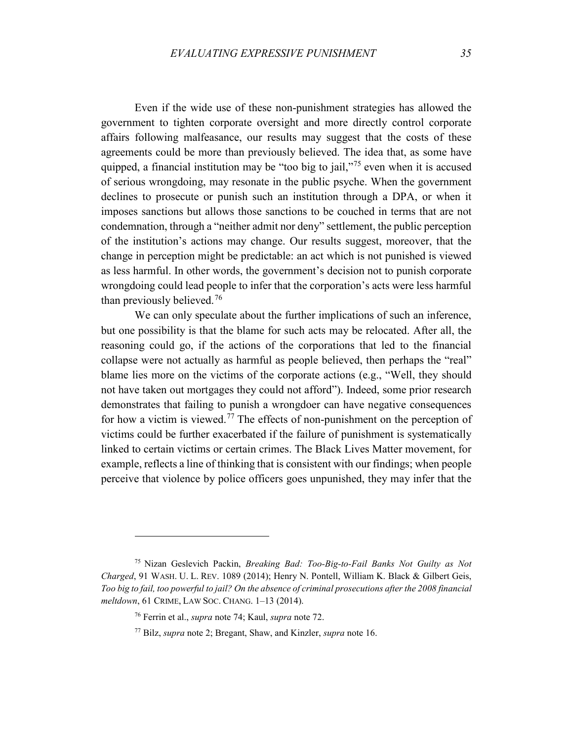Even if the wide use of these non-punishment strategies has allowed the government to tighten corporate oversight and more directly control corporate affairs following malfeasance, our results may suggest that the costs of these agreements could be more than previously believed. The idea that, as some have quipped, a financial institution may be "too big to jail,"[75] even when it is accused of serious wrongdoing, may resonate in the public psyche. When the government declines to prosecute or punish such an institution through a DPA, or when it imposes sanctions but allows those sanctions to be couched in terms that are not condemnation, through a "neither admit nor deny" settlement, the public perception of the institution's actions may change. Our results suggest, moreover, that the change in perception might be predictable: an act which is not punished is viewed as less harmful. In other words, the government's decision not to punish corporate wrongdoing could lead people to infer that the corporation's acts were less harmful than previously believed.[76]

We can only speculate about the further implications of such an inference, but one possibility is that the blame for such acts may be relocated. After all, the reasoning could go, if the actions of the corporations that led to the financial collapse were not actually as harmful as people believed, then perhaps the "real" blame lies more on the victims of the corporate actions (e.g., "Well, they should not have taken out mortgages they could not afford"). Indeed, some prior research demonstrates that failing to punish a wrongdoer can have negative consequences for how a victim is viewed.[77] The effects of non-punishment on the perception of victims could be further exacerbated if the failure of punishment is systematically linked to certain victims or certain crimes. The Black Lives Matter movement, for example, reflects a line of thinking that is consistent with our findings; when people perceive that violence by police officers goes unpunished, they may infer that the

---

[75] Nizan Geslevich Packin, *Breaking Bad: Too-Big-to-Fail Banks Not Guilty as Not Charged*, 91 WASH. U. L. REV. 1089 (2014); Henry N. Pontell, William K. Black & Gilbert Geis, *Too big to fail, too powerful to jail? On the absence of criminal prosecutions after the 2008 financial meltdown*, 61 CRIME, LAW SOC. CHANG. 1–13 (2014).

[76] Ferrin et al., *supra* note 74; Kaul, *supra* note 72.

[77] Bilz, *supra* note 2; Bregant, Shaw, and Kinzler, *supra* note 16.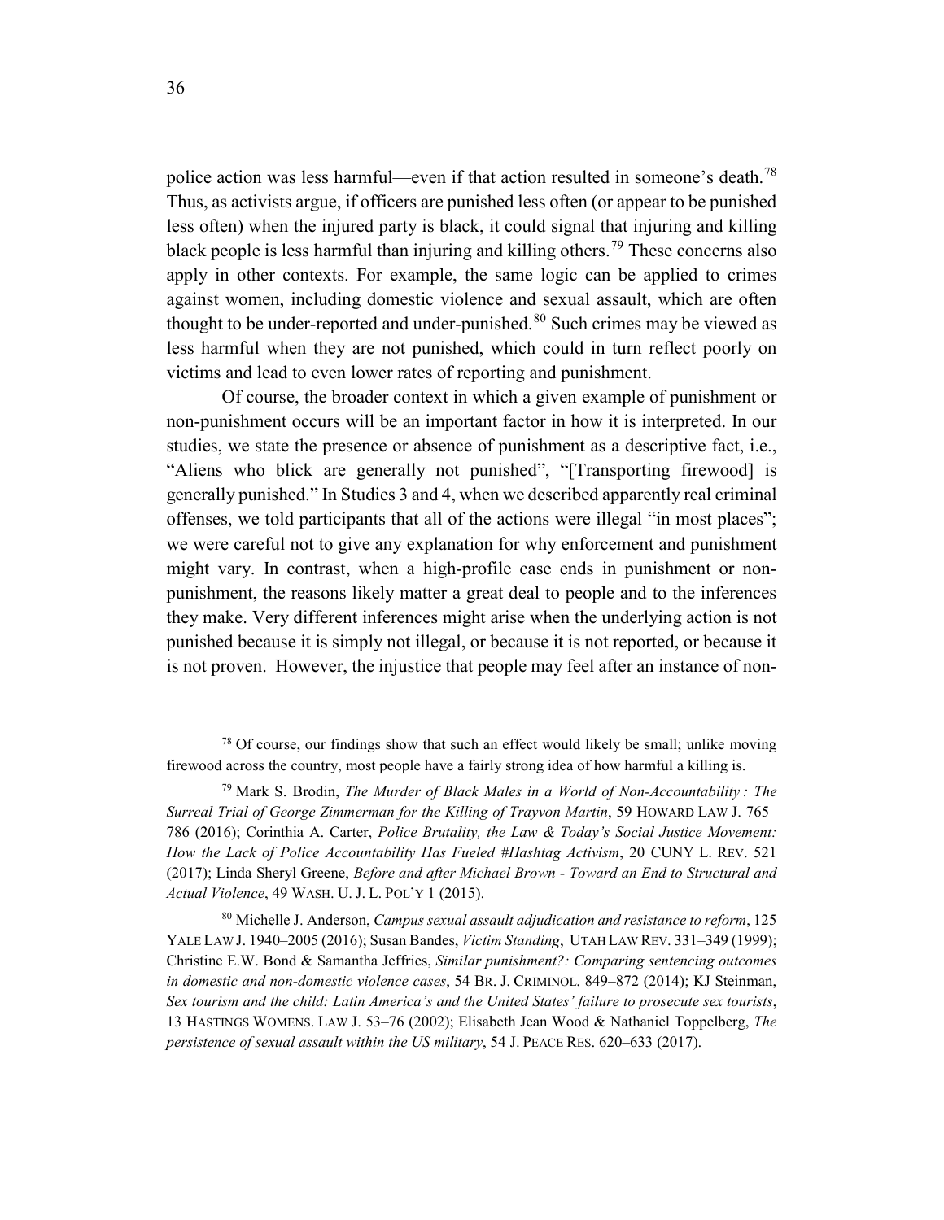police action was less harmful—even if that action resulted in someone's death.[78] Thus, as activists argue, if officers are punished less often (or appear to be punished less often) when the injured party is black, it could signal that injuring and killing black people is less harmful than injuring and killing others.[79] These concerns also apply in other contexts. For example, the same logic can be applied to crimes against women, including domestic violence and sexual assault, which are often thought to be under-reported and under-punished.[80] Such crimes may be viewed as less harmful when they are not punished, which could in turn reflect poorly on victims and lead to even lower rates of reporting and punishment.

Of course, the broader context in which a given example of punishment or non-punishment occurs will be an important factor in how it is interpreted. In our studies, we state the presence or absence of punishment as a descriptive fact, i.e., "Aliens who blick are generally not punished", "[Transporting firewood] is generally punished." In Studies 3 and 4, when we described apparently real criminal offenses, we told participants that all of the actions were illegal "in most places"; we were careful not to give any explanation for why enforcement and punishment might vary. In contrast, when a high-profile case ends in punishment or non-punishment, the reasons likely matter a great deal to people and to the inferences they make. Very different inferences might arise when the underlying action is not punished because it is simply not illegal, or because it is not reported, or because it is not proven. However, the injustice that people may feel after an instance of non-

---

[78] Of course, our findings show that such an effect would likely be small; unlike moving firewood across the country, most people have a fairly strong idea of how harmful a killing is.

[79] Mark S. Brodin, *The Murder of Black Males in a World of Non-Accountability : The Surreal Trial of George Zimmerman for the Killing of Trayvon Martin*, 59 HOWARD LAW J. 765–786 (2016); Corinthia A. Carter, *Police Brutality, the Law & Today's Social Justice Movement: How the Lack of Police Accountability Has Fueled #Hashtag Activism*, 20 CUNY L. REV. 521 (2017); Linda Sheryl Greene, *Before and after Michael Brown - Toward an End to Structural and Actual Violence*, 49 WASH. U. J. L. POL'Y 1 (2015).

[80] Michelle J. Anderson, *Campus sexual assault adjudication and resistance to reform*, 125 YALE LAW J. 1940–2005 (2016); Susan Bandes, *Victim Standing*, UTAH LAW REV. 331–349 (1999); Christine E.W. Bond & Samantha Jeffries, *Similar punishment?: Comparing sentencing outcomes in domestic and non-domestic violence cases*, 54 BR. J. CRIMINOL. 849–872 (2014); KJ Steinman, *Sex tourism and the child: Latin America's and the United States' failure to prosecute sex tourists*, 13 HASTINGS WOMENS. LAW J. 53–76 (2002); Elisabeth Jean Wood & Nathaniel Toppelberg, *The persistence of sexual assault within the US military*, 54 J. PEACE RES. 620–633 (2017).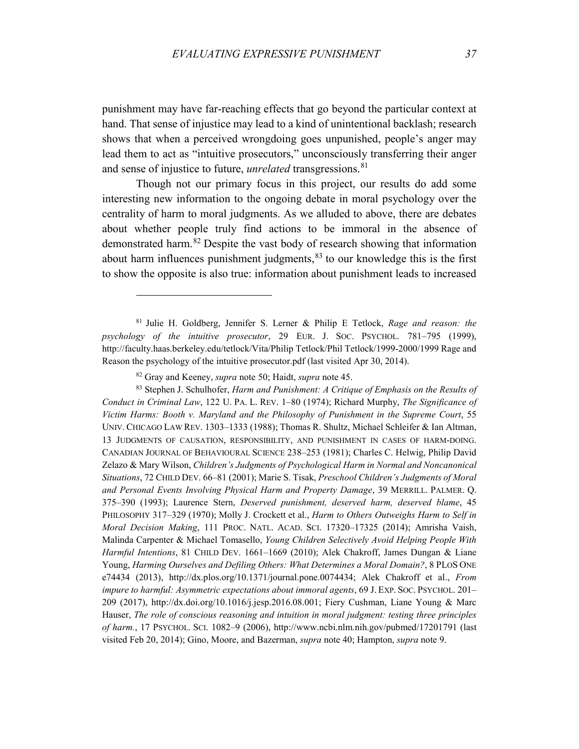punishment may have far-reaching effects that go beyond the particular context at hand. That sense of injustice may lead to a kind of unintentional backlash; research shows that when a perceived wrongdoing goes unpunished, people's anger may lead them to act as "intuitive prosecutors," unconsciously transferring their anger and sense of injustice to future, *unrelated* transgressions.[81]

Though not our primary focus in this project, our results do add some interesting new information to the ongoing debate in moral psychology over the centrality of harm to moral judgments. As we alluded to above, there are debates about whether people truly find actions to be immoral in the absence of demonstrated harm.[82] Despite the vast body of research showing that information about harm influences punishment judgments,[83] to our knowledge this is the first to show the opposite is also true: information about punishment leads to increased

---

[81] Julie H. Goldberg, Jennifer S. Lerner & Philip E Tetlock, *Rage and reason: the psychology of the intuitive prosecutor*, 29 EUR. J. SOC. PSYCHOL. 781–795 (1999), http://faculty.haas.berkeley.edu/tetlock/Vita/Philip Tetlock/Phil Tetlock/1999-2000/1999 Rage and Reason the psychology of the intuitive prosecutor.pdf (last visited Apr 30, 2014).

[82] Gray and Keeney, *supra* note 50; Haidt, *supra* note 45.

[83] Stephen J. Schulhofer, *Harm and Punishment: A Critique of Emphasis on the Results of Conduct in Criminal Law*, 122 U. PA. L. REV. 1–80 (1974); Richard Murphy, *The Significance of Victim Harms: Booth v. Maryland and the Philosophy of Punishment in the Supreme Court*, 55 UNIV. CHICAGO LAW REV. 1303–1333 (1988); Thomas R. Shultz, Michael Schleifer & Ian Altman, 13 JUDGMENTS OF CAUSATION, RESPONSIBILITY, AND PUNISHMENT IN CASES OF HARM-DOING. CANADIAN JOURNAL OF BEHAVIOURAL SCIENCE 238–253 (1981); Charles C. Helwig, Philip David Zelazo & Mary Wilson, *Children's Judgments of Psychological Harm in Normal and Noncanonical Situations*, 72 CHILD DEV. 66–81 (2001); Marie S. Tisak, *Preschool Children's Judgments of Moral and Personal Events Involving Physical Harm and Property Damage*, 39 MERRILL. PALMER. Q. 375–390 (1993); Laurence Stern, *Deserved punishment, deserved harm, deserved blame*, 45 PHILOSOPHY 317–329 (1970); Molly J. Crockett et al., *Harm to Others Outweighs Harm to Self in Moral Decision Making*, 111 PROC. NATL. ACAD. SCI. 17320–17325 (2014); Amrisha Vaish, Malinda Carpenter & Michael Tomasello, *Young Children Selectively Avoid Helping People With Harmful Intentions*, 81 CHILD DEV. 1661–1669 (2010); Alek Chakroff, James Dungan & Liane Young, *Harming Ourselves and Defiling Others: What Determines a Moral Domain?*, 8 PLOS ONE e74434 (2013), http://dx.plos.org/10.1371/journal.pone.0074434; Alek Chakroff et al., *From impure to harmful: Asymmetric expectations about immoral agents*, 69 J. EXP. SOC. PSYCHOL. 201–209 (2017), http://dx.doi.org/10.1016/j.jesp.2016.08.001; Fiery Cushman, Liane Young & Marc Hauser, *The role of conscious reasoning and intuition in moral judgment: testing three principles of harm.*, 17 PSYCHOL. SCI. 1082–9 (2006), http://www.ncbi.nlm.nih.gov/pubmed/17201791 (last visited Feb 20, 2014); Gino, Moore, and Bazerman, *supra* note 40; Hampton, *supra* note 9.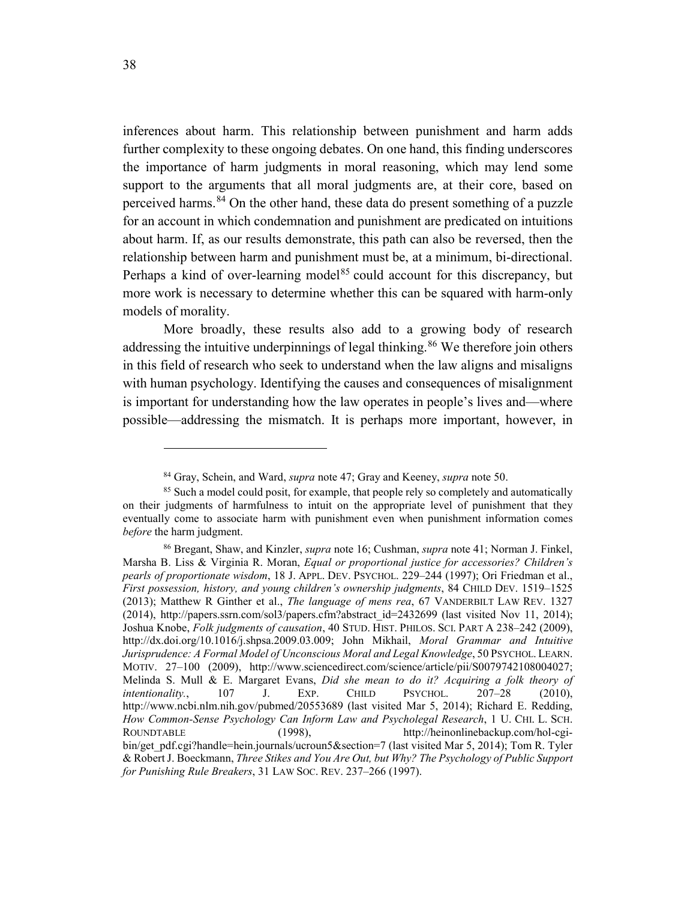inferences about harm. This relationship between punishment and harm adds further complexity to these ongoing debates. On one hand, this finding underscores the importance of harm judgments in moral reasoning, which may lend some support to the arguments that all moral judgments are, at their core, based on perceived harms.[84] On the other hand, these data do present something of a puzzle for an account in which condemnation and punishment are predicated on intuitions about harm. If, as our results demonstrate, this path can also be reversed, then the relationship between harm and punishment must be, at a minimum, bi-directional. Perhaps a kind of over-learning model[85] could account for this discrepancy, but more work is necessary to determine whether this can be squared with harm-only models of morality.

More broadly, these results also add to a growing body of research addressing the intuitive underpinnings of legal thinking.[86] We therefore join others in this field of research who seek to understand when the law aligns and misaligns with human psychology. Identifying the causes and consequences of misalignment is important for understanding how the law operates in people's lives and—where possible—addressing the mismatch. It is perhaps more important, however, in

---

[84] Gray, Schein, and Ward, *supra* note 47; Gray and Keeney, *supra* note 50.

[85] Such a model could posit, for example, that people rely so completely and automatically on their judgments of harmfulness to intuit on the appropriate level of punishment that they eventually come to associate harm with punishment even when punishment information comes *before* the harm judgment.

[86] Bregant, Shaw, and Kinzler, *supra* note 16; Cushman, *supra* note 41; Norman J. Finkel, Marsha B. Liss & Virginia R. Moran, *Equal or proportional justice for accessories? Children's pearls of proportionate wisdom*, 18 J. APPL. DEV. PSYCHOL. 229–244 (1997); Ori Friedman et al., *First possession, history, and young children's ownership judgments*, 84 CHILD DEV. 1519–1525 (2013); Matthew R Ginther et al., *The language of mens rea*, 67 VANDERBILT LAW REV. 1327 (2014), http://papers.ssrn.com/sol3/papers.cfm?abstract_id=2432699 (last visited Nov 11, 2014); Joshua Knobe, *Folk judgments of causation*, 40 STUD. HIST. PHILOS. SCI. PART A 238–242 (2009), http://dx.doi.org/10.1016/j.shpsa.2009.03.009; John Mikhail, *Moral Grammar and Intuitive Jurisprudence: A Formal Model of Unconscious Moral and Legal Knowledge*, 50 PSYCHOL. LEARN. MOTIV. 27–100 (2009), http://www.sciencedirect.com/science/article/pii/S0079742108004027; Melinda S. Mull & E. Margaret Evans, *Did she mean to do it? Acquiring a folk theory of intentionality.*, 107 J. EXP. CHILD PSYCHOL. 207–28 (2010), http://www.ncbi.nlm.nih.gov/pubmed/20553689 (last visited Mar 5, 2014); Richard E. Redding, *How Common-Sense Psychology Can Inform Law and Psycholegal Research*, 1 U. CHI. L. SCH. ROUNDTABLE (1998), http://heinonlinebackup.com/hol-cgi-bin/get_pdf.cgi?handle=hein.journals/ucroun5&section=7 (last visited Mar 5, 2014); Tom R. Tyler & Robert J. Boeckmann, *Three Stikes and You Are Out, but Why? The Psychology of Public Support for Punishing Rule Breakers*, 31 LAW SOC. REV. 237–266 (1997).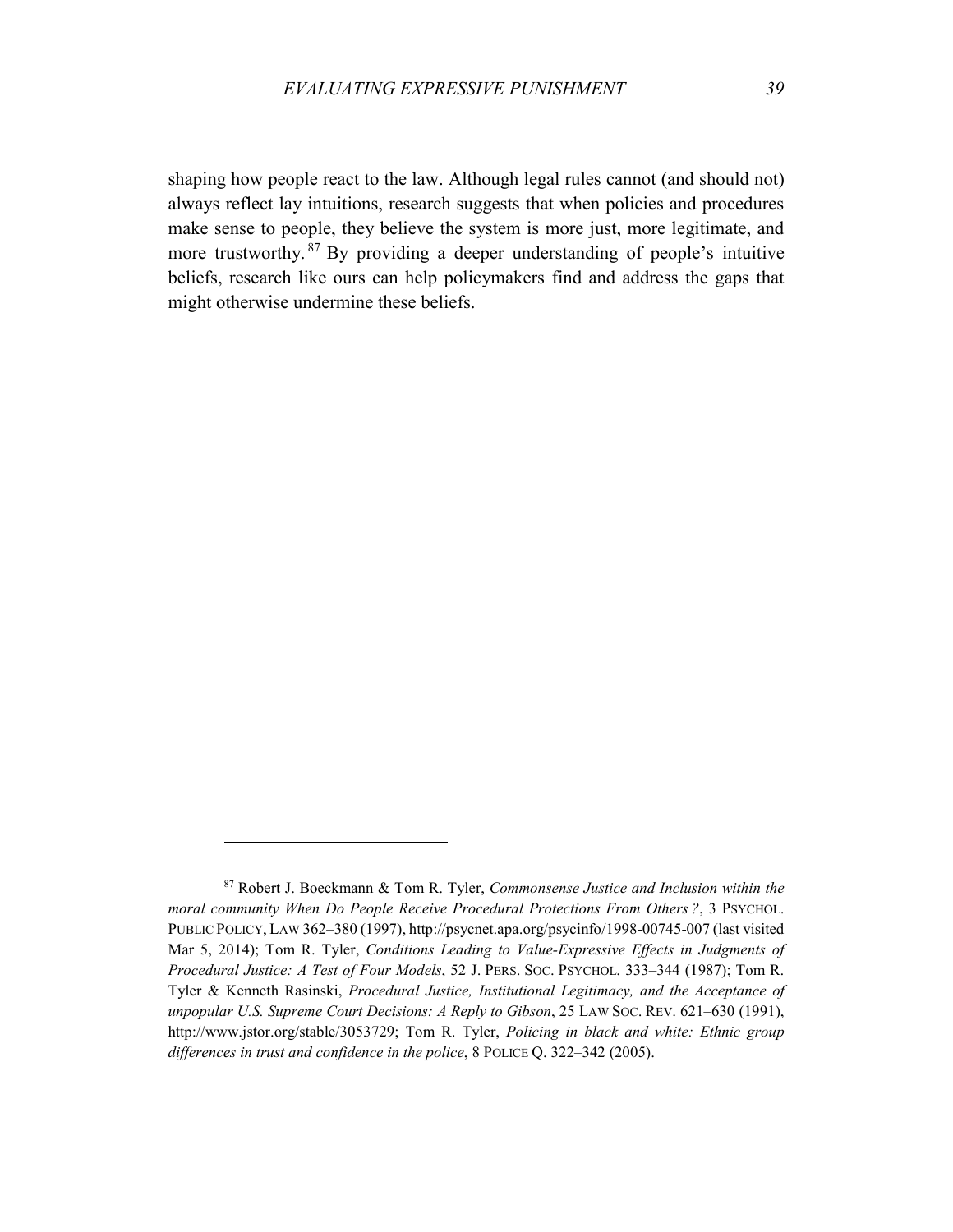shaping how people react to the law. Although legal rules cannot (and should not) always reflect lay intuitions, research suggests that when policies and procedures make sense to people, they believe the system is more just, more legitimate, and more trustworthy.[87] By providing a deeper understanding of people's intuitive beliefs, research like ours can help policymakers find and address the gaps that might otherwise undermine these beliefs.

---

[87] Robert J. Boeckmann & Tom R. Tyler, *Commonsense Justice and Inclusion within the moral community When Do People Receive Procedural Protections From Others ?*, 3 PSYCHOL. PUBLIC POLICY, LAW 362–380 (1997), http://psycnet.apa.org/psycinfo/1998-00745-007 (last visited Mar 5, 2014); Tom R. Tyler, *Conditions Leading to Value-Expressive Effects in Judgments of Procedural Justice: A Test of Four Models*, 52 J. PERS. SOC. PSYCHOL. 333–344 (1987); Tom R. Tyler & Kenneth Rasinski, *Procedural Justice, Institutional Legitimacy, and the Acceptance of unpopular U.S. Supreme Court Decisions: A Reply to Gibson*, 25 LAW SOC. REV. 621–630 (1991), http://www.jstor.org/stable/3053729; Tom R. Tyler, *Policing in black and white: Ethnic group differences in trust and confidence in the police*, 8 POLICE Q. 322–342 (2005).